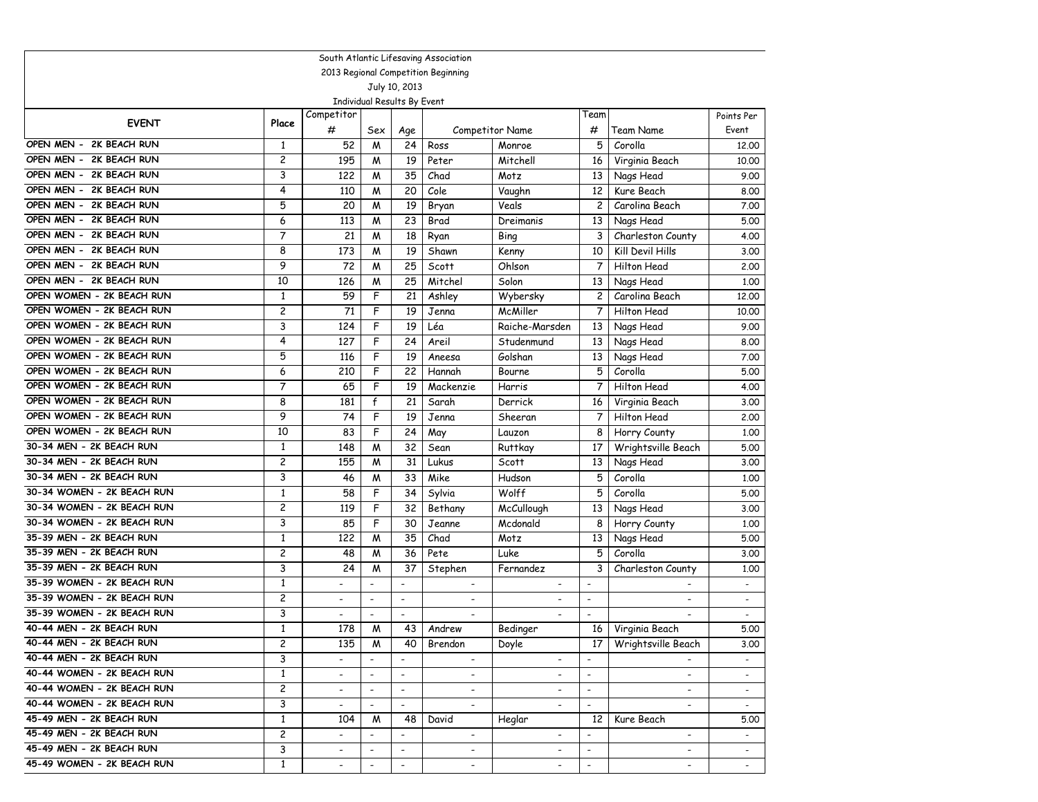South Atlantic Lifesaving Association

2013 Regional Competition Beginning

July 10, 2013

Individual Results By Event

| EVENT | Place | Competitor # | Sex | Age | Competitor Name | | Team # | Team Name | Points Per Event |
|---|---|---|---|---|---|---|---|---|---|
| OPEN MEN - 2K BEACH RUN | 1 | 52 | M | 24 | Ross | Monroe | 5 | Corolla | 12.00 |
| OPEN MEN - 2K BEACH RUN | 2 | 195 | M | 19 | Peter | Mitchell | 16 | Virginia Beach | 10.00 |
| OPEN MEN - 2K BEACH RUN | 3 | 122 | M | 35 | Chad | Motz | 13 | Nags Head | 9.00 |
| OPEN MEN - 2K BEACH RUN | 4 | 110 | M | 20 | Cole | Vaughn | 12 | Kure Beach | 8.00 |
| OPEN MEN - 2K BEACH RUN | 5 | 20 | M | 19 | Bryan | Veals | 2 | Carolina Beach | 7.00 |
| OPEN MEN - 2K BEACH RUN | 6 | 113 | M | 23 | Brad | Dreimanis | 13 | Nags Head | 5.00 |
| OPEN MEN - 2K BEACH RUN | 7 | 21 | M | 18 | Ryan | Bing | 3 | Charleston County | 4.00 |
| OPEN MEN - 2K BEACH RUN | 8 | 173 | M | 19 | Shawn | Kenny | 10 | Kill Devil Hills | 3.00 |
| OPEN MEN - 2K BEACH RUN | 9 | 72 | M | 25 | Scott | Ohlson | 7 | Hilton Head | 2.00 |
| OPEN MEN - 2K BEACH RUN | 10 | 126 | M | 25 | Mitchel | Solon | 13 | Nags Head | 1.00 |
| OPEN WOMEN - 2K BEACH RUN | 1 | 59 | F | 21 | Ashley | Wybersky | 2 | Carolina Beach | 12.00 |
| OPEN WOMEN - 2K BEACH RUN | 2 | 71 | F | 19 | Jenna | McMiller | 7 | Hilton Head | 10.00 |
| OPEN WOMEN - 2K BEACH RUN | 3 | 124 | F | 19 | Léa | Raiche-Marsden | 13 | Nags Head | 9.00 |
| OPEN WOMEN - 2K BEACH RUN | 4 | 127 | F | 24 | Areil | Studenmund | 13 | Nags Head | 8.00 |
| OPEN WOMEN - 2K BEACH RUN | 5 | 116 | F | 19 | Aneesa | Golshan | 13 | Nags Head | 7.00 |
| OPEN WOMEN - 2K BEACH RUN | 6 | 210 | F | 22 | Hannah | Bourne | 5 | Corolla | 5.00 |
| OPEN WOMEN - 2K BEACH RUN | 7 | 65 | F | 19 | Mackenzie | Harris | 7 | Hilton Head | 4.00 |
| OPEN WOMEN - 2K BEACH RUN | 8 | 181 | f | 21 | Sarah | Derrick | 16 | Virginia Beach | 3.00 |
| OPEN WOMEN - 2K BEACH RUN | 9 | 74 | F | 19 | Jenna | Sheeran | 7 | Hilton Head | 2.00 |
| OPEN WOMEN - 2K BEACH RUN | 10 | 83 | F | 24 | May | Lauzon | 8 | Horry County | 1.00 |
| 30-34 MEN - 2K BEACH RUN | 1 | 148 | M | 32 | Sean | Ruttkay | 17 | Wrightsville Beach | 5.00 |
| 30-34 MEN - 2K BEACH RUN | 2 | 155 | M | 31 | Lukus | Scott | 13 | Nags Head | 3.00 |
| 30-34 MEN - 2K BEACH RUN | 3 | 46 | M | 33 | Mike | Hudson | 5 | Corolla | 1.00 |
| 30-34 WOMEN - 2K BEACH RUN | 1 | 58 | F | 34 | Sylvia | Wolff | 5 | Corolla | 5.00 |
| 30-34 WOMEN - 2K BEACH RUN | 2 | 119 | F | 32 | Bethany | McCullough | 13 | Nags Head | 3.00 |
| 30-34 WOMEN - 2K BEACH RUN | 3 | 85 | F | 30 | Jeanne | Mcdonald | 8 | Horry County | 1.00 |
| 35-39 MEN - 2K BEACH RUN | 1 | 122 | M | 35 | Chad | Motz | 13 | Nags Head | 5.00 |
| 35-39 MEN - 2K BEACH RUN | 2 | 48 | M | 36 | Pete | Luke | 5 | Corolla | 3.00 |
| 35-39 MEN - 2K BEACH RUN | 3 | 24 | M | 37 | Stephen | Fernandez | 3 | Charleston County | 1.00 |
| 35-39 WOMEN - 2K BEACH RUN | 1 | - | - | - | - | - | - | - | - |
| 35-39 WOMEN - 2K BEACH RUN | 2 | - | - | - | - | - | - | - | - |
| 35-39 WOMEN - 2K BEACH RUN | 3 | - | - | - | - | - | - | - | - |
| 40-44 MEN - 2K BEACH RUN | 1 | 178 | M | 43 | Andrew | Bedinger | 16 | Virginia Beach | 5.00 |
| 40-44 MEN - 2K BEACH RUN | 2 | 135 | M | 40 | Brendon | Doyle | 17 | Wrightsville Beach | 3.00 |
| 40-44 MEN - 2K BEACH RUN | 3 | - | - | - | - | - | - | - | - |
| 40-44 WOMEN - 2K BEACH RUN | 1 | - | - | - | - | - | - | - | - |
| 40-44 WOMEN - 2K BEACH RUN | 2 | - | - | - | - | - | - | - | - |
| 40-44 WOMEN - 2K BEACH RUN | 3 | - | - | - | - | - | - | - | - |
| 45-49 MEN - 2K BEACH RUN | 1 | 104 | M | 48 | David | Heglar | 12 | Kure Beach | 5.00 |
| 45-49 MEN - 2K BEACH RUN | 2 | - | - | - | - | - | - | - | - |
| 45-49 MEN - 2K BEACH RUN | 3 | - | - | - | - | - | - | - | - |
| 45-49 WOMEN - 2K BEACH RUN | 1 | - | - | - | - | - | - | - | - |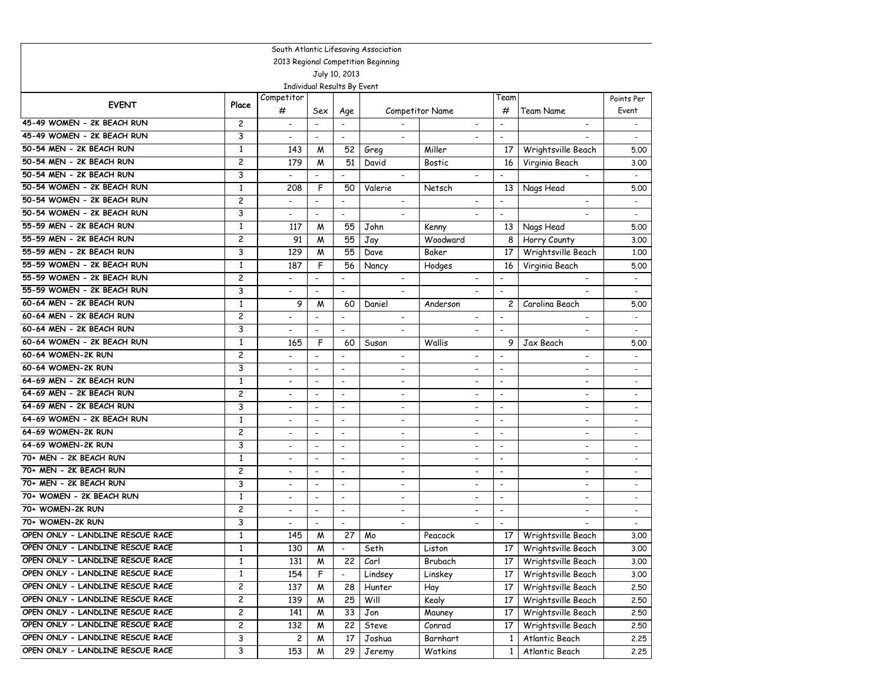South Atlantic Lifesaving Association

2013 Regional Competition Beginning

July 10, 2013

Individual Results By Event

| EVENT | Place | Competitor # | Sex | Age | Competitor Name | | Team # | Team Name | Points Per Event |
|---|---|---|---|---|---|---|---|---|---|
| 45-49 WOMEN - 2K BEACH RUN | 2 | - | - | - | - | - | - | - | - |
| 45-49 WOMEN - 2K BEACH RUN | 3 | - | - | - | - | - | - | - | - |
| 50-54 MEN - 2K BEACH RUN | 1 | 143 | M | 52 | Greg | Miller | 17 | Wrightsville Beach | 5.00 |
| 50-54 MEN - 2K BEACH RUN | 2 | 179 | M | 51 | David | Bostic | 16 | Virginia Beach | 3.00 |
| 50-54 MEN - 2K BEACH RUN | 3 | - | - | - | - | - | - | - | - |
| 50-54 WOMEN - 2K BEACH RUN | 1 | 208 | F | 50 | Valerie | Netsch | 13 | Nags Head | 5.00 |
| 50-54 WOMEN - 2K BEACH RUN | 2 | - | - | - | - | - | - | - | - |
| 50-54 WOMEN - 2K BEACH RUN | 3 | - | - | - | - | - | - | - | - |
| 55-59 MEN - 2K BEACH RUN | 1 | 117 | M | 55 | John | Kenny | 13 | Nags Head | 5.00 |
| 55-59 MEN - 2K BEACH RUN | 2 | 91 | M | 55 | Jay | Woodward | 8 | Horry County | 3.00 |
| 55-59 MEN - 2K BEACH RUN | 3 | 129 | M | 55 | Dave | Baker | 17 | Wrightsville Beach | 1.00 |
| 55-59 WOMEN - 2K BEACH RUN | 1 | 187 | F | 56 | Nancy | Hodges | 16 | Virginia Beach | 5.00 |
| 55-59 WOMEN - 2K BEACH RUN | 2 | - | - | - | - | - | - | - | - |
| 55-59 WOMEN - 2K BEACH RUN | 3 | - | - | - | - | - | - | - | - |
| 60-64 MEN - 2K BEACH RUN | 1 | 9 | M | 60 | Daniel | Anderson | 2 | Carolina Beach | 5.00 |
| 60-64 MEN - 2K BEACH RUN | 2 | - | - | - | - | - | - | - | - |
| 60-64 MEN - 2K BEACH RUN | 3 | - | - | - | - | - | - | - | - |
| 60-64 WOMEN - 2K BEACH RUN | 1 | 165 | F | 60 | Susan | Wallis | 9 | Jax Beach | 5.00 |
| 60-64 WOMEN-2K RUN | 2 | - | - | - | - | - | - | - | - |
| 60-64 WOMEN-2K RUN | 3 | - | - | - | - | - | - | - | - |
| 64-69 MEN - 2K BEACH RUN | 1 | - | - | - | - | - | - | - | - |
| 64-69 MEN - 2K BEACH RUN | 2 | - | - | - | - | - | - | - | - |
| 64-69 MEN - 2K BEACH RUN | 3 | - | - | - | - | - | - | - | - |
| 64-69 WOMEN - 2K BEACH RUN | 1 | - | - | - | - | - | - | - | - |
| 64-69 WOMEN-2K RUN | 2 | - | - | - | - | - | - | - | - |
| 64-69 WOMEN-2K RUN | 3 | - | - | - | - | - | - | - | - |
| 70+ MEN - 2K BEACH RUN | 1 | - | - | - | - | - | - | - | - |
| 70+ MEN - 2K BEACH RUN | 2 | - | - | - | - | - | - | - | - |
| 70+ MEN - 2K BEACH RUN | 3 | - | - | - | - | - | - | - | - |
| 70+ WOMEN - 2K BEACH RUN | 1 | - | - | - | - | - | - | - | - |
| 70+ WOMEN-2K RUN | 2 | - | - | - | - | - | - | - | - |
| 70+ WOMEN-2K RUN | 3 | - | - | - | - | - | - | - | - |
| OPEN ONLY - LANDLINE RESCUE RACE | 1 | 145 | M | 27 | Mo | Peacock | 17 | Wrightsville Beach | 3.00 |
| OPEN ONLY - LANDLINE RESCUE RACE | 1 | 130 | M | - | Seth | Liston | 17 | Wrightsville Beach | 3.00 |
| OPEN ONLY - LANDLINE RESCUE RACE | 1 | 131 | M | 22 | Carl | Brubach | 17 | Wrightsville Beach | 3.00 |
| OPEN ONLY - LANDLINE RESCUE RACE | 1 | 154 | F | - | Lindsey | Linskey | 17 | Wrightsville Beach | 3.00 |
| OPEN ONLY - LANDLINE RESCUE RACE | 2 | 137 | M | 28 | Hunter | Hay | 17 | Wrightsville Beach | 2.50 |
| OPEN ONLY - LANDLINE RESCUE RACE | 2 | 139 | M | 25 | Will | Kealy | 17 | Wrightsville Beach | 2.50 |
| OPEN ONLY - LANDLINE RESCUE RACE | 2 | 141 | M | 33 | Jon | Mauney | 17 | Wrightsville Beach | 2.50 |
| OPEN ONLY - LANDLINE RESCUE RACE | 2 | 132 | M | 22 | Steve | Conrad | 17 | Wrightsville Beach | 2.50 |
| OPEN ONLY - LANDLINE RESCUE RACE | 3 | 2 | M | 17 | Joshua | Barnhart | 1 | Atlantic Beach | 2.25 |
| OPEN ONLY - LANDLINE RESCUE RACE | 3 | 153 | M | 29 | Jeremy | Watkins | 1 | Atlantic Beach | 2.25 |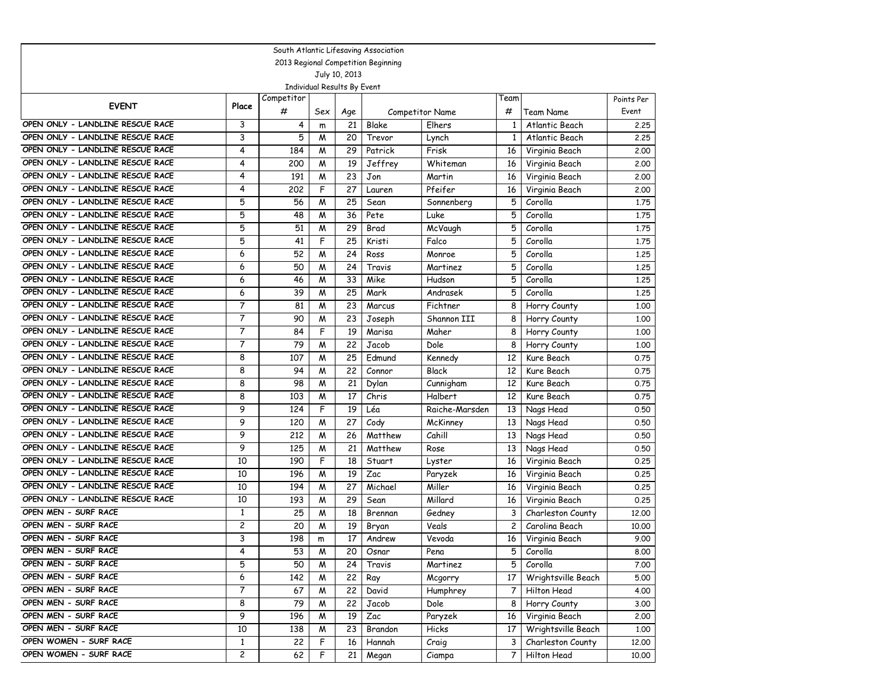South Atlantic Lifesaving Association

2013 Regional Competition Beginning

July 10, 2013

Individual Results By Event

| EVENT | Place | Competitor # | Sex | Age | Competitor Name | | Team # | Team Name | Points Per Event |
|---|---|---|---|---|---|---|---|---|---|
| OPEN ONLY - LANDLINE RESCUE RACE | 3 | 4 | m | 21 | Blake | Elhers | 1 | Atlantic Beach | 2.25 |
| OPEN ONLY - LANDLINE RESCUE RACE | 3 | 5 | M | 20 | Trevor | Lynch | 1 | Atlantic Beach | 2.25 |
| OPEN ONLY - LANDLINE RESCUE RACE | 4 | 184 | M | 29 | Patrick | Frisk | 16 | Virginia Beach | 2.00 |
| OPEN ONLY - LANDLINE RESCUE RACE | 4 | 200 | M | 19 | Jeffrey | Whiteman | 16 | Virginia Beach | 2.00 |
| OPEN ONLY - LANDLINE RESCUE RACE | 4 | 191 | M | 23 | Jon | Martin | 16 | Virginia Beach | 2.00 |
| OPEN ONLY - LANDLINE RESCUE RACE | 4 | 202 | F | 27 | Lauren | Pfeifer | 16 | Virginia Beach | 2.00 |
| OPEN ONLY - LANDLINE RESCUE RACE | 5 | 56 | M | 25 | Sean | Sonnenberg | 5 | Corolla | 1.75 |
| OPEN ONLY - LANDLINE RESCUE RACE | 5 | 48 | M | 36 | Pete | Luke | 5 | Corolla | 1.75 |
| OPEN ONLY - LANDLINE RESCUE RACE | 5 | 51 | M | 29 | Brad | McVaugh | 5 | Corolla | 1.75 |
| OPEN ONLY - LANDLINE RESCUE RACE | 5 | 41 | F | 25 | Kristi | Falco | 5 | Corolla | 1.75 |
| OPEN ONLY - LANDLINE RESCUE RACE | 6 | 52 | M | 24 | Ross | Monroe | 5 | Corolla | 1.25 |
| OPEN ONLY - LANDLINE RESCUE RACE | 6 | 50 | M | 24 | Travis | Martinez | 5 | Corolla | 1.25 |
| OPEN ONLY - LANDLINE RESCUE RACE | 6 | 46 | M | 33 | Mike | Hudson | 5 | Corolla | 1.25 |
| OPEN ONLY - LANDLINE RESCUE RACE | 6 | 39 | M | 25 | Mark | Andrasek | 5 | Corolla | 1.25 |
| OPEN ONLY - LANDLINE RESCUE RACE | 7 | 81 | M | 23 | Marcus | Fichtner | 8 | Horry County | 1.00 |
| OPEN ONLY - LANDLINE RESCUE RACE | 7 | 90 | M | 23 | Joseph | Shannon III | 8 | Horry County | 1.00 |
| OPEN ONLY - LANDLINE RESCUE RACE | 7 | 84 | F | 19 | Marisa | Maher | 8 | Horry County | 1.00 |
| OPEN ONLY - LANDLINE RESCUE RACE | 7 | 79 | M | 22 | Jacob | Dole | 8 | Horry County | 1.00 |
| OPEN ONLY - LANDLINE RESCUE RACE | 8 | 107 | M | 25 | Edmund | Kennedy | 12 | Kure Beach | 0.75 |
| OPEN ONLY - LANDLINE RESCUE RACE | 8 | 94 | M | 22 | Connor | Black | 12 | Kure Beach | 0.75 |
| OPEN ONLY - LANDLINE RESCUE RACE | 8 | 98 | M | 21 | Dylan | Cunnigham | 12 | Kure Beach | 0.75 |
| OPEN ONLY - LANDLINE RESCUE RACE | 8 | 103 | M | 17 | Chris | Halbert | 12 | Kure Beach | 0.75 |
| OPEN ONLY - LANDLINE RESCUE RACE | 9 | 124 | F | 19 | Léa | Raiche-Marsden | 13 | Nags Head | 0.50 |
| OPEN ONLY - LANDLINE RESCUE RACE | 9 | 120 | M | 27 | Cody | McKinney | 13 | Nags Head | 0.50 |
| OPEN ONLY - LANDLINE RESCUE RACE | 9 | 212 | M | 26 | Matthew | Cahill | 13 | Nags Head | 0.50 |
| OPEN ONLY - LANDLINE RESCUE RACE | 9 | 125 | M | 21 | Matthew | Rose | 13 | Nags Head | 0.50 |
| OPEN ONLY - LANDLINE RESCUE RACE | 10 | 190 | F | 18 | Stuart | Lyster | 16 | Virginia Beach | 0.25 |
| OPEN ONLY - LANDLINE RESCUE RACE | 10 | 196 | M | 19 | Zac | Paryzek | 16 | Virginia Beach | 0.25 |
| OPEN ONLY - LANDLINE RESCUE RACE | 10 | 194 | M | 27 | Michael | Miller | 16 | Virginia Beach | 0.25 |
| OPEN ONLY - LANDLINE RESCUE RACE | 10 | 193 | M | 29 | Sean | Millard | 16 | Virginia Beach | 0.25 |
| OPEN MEN - SURF RACE | 1 | 25 | M | 18 | Brennan | Gedney | 3 | Charleston County | 12.00 |
| OPEN MEN - SURF RACE | 2 | 20 | M | 19 | Bryan | Veals | 2 | Carolina Beach | 10.00 |
| OPEN MEN - SURF RACE | 3 | 198 | m | 17 | Andrew | Vevoda | 16 | Virginia Beach | 9.00 |
| OPEN MEN - SURF RACE | 4 | 53 | M | 20 | Osnar | Pena | 5 | Corolla | 8.00 |
| OPEN MEN - SURF RACE | 5 | 50 | M | 24 | Travis | Martinez | 5 | Corolla | 7.00 |
| OPEN MEN - SURF RACE | 6 | 142 | M | 22 | Ray | Mcgorry | 17 | Wrightsville Beach | 5.00 |
| OPEN MEN - SURF RACE | 7 | 67 | M | 22 | David | Humphrey | 7 | Hilton Head | 4.00 |
| OPEN MEN - SURF RACE | 8 | 79 | M | 22 | Jacob | Dole | 8 | Horry County | 3.00 |
| OPEN MEN - SURF RACE | 9 | 196 | M | 19 | Zac | Paryzek | 16 | Virginia Beach | 2.00 |
| OPEN MEN - SURF RACE | 10 | 138 | M | 23 | Brandon | Hicks | 17 | Wrightsville Beach | 1.00 |
| OPEN WOMEN - SURF RACE | 1 | 22 | F | 16 | Hannah | Craig | 3 | Charleston County | 12.00 |
| OPEN WOMEN - SURF RACE | 2 | 62 | F | 21 | Megan | Ciampa | 7 | Hilton Head | 10.00 |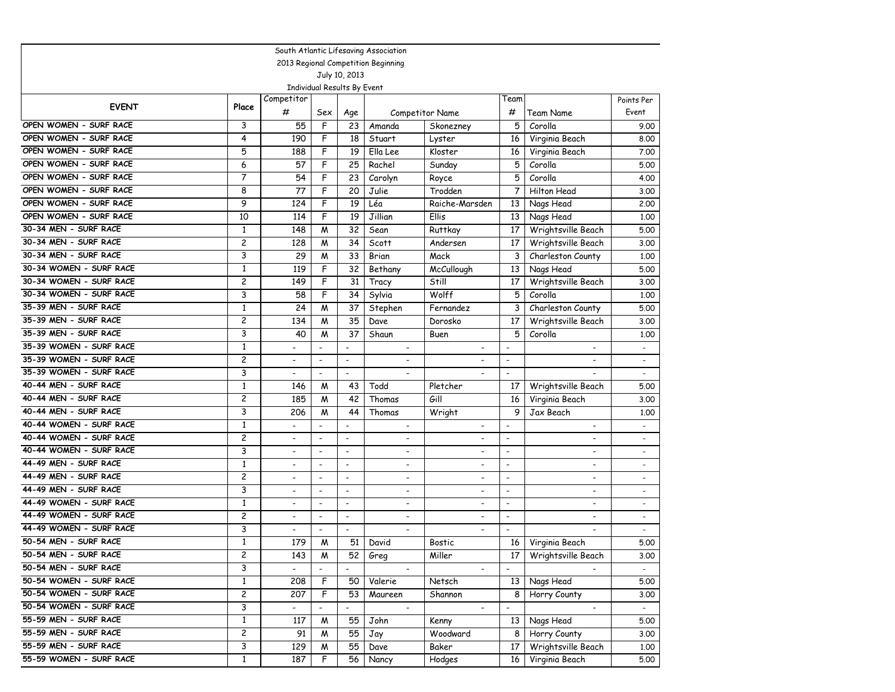South Atlantic Lifesaving Association
2013 Regional Competition Beginning
July 10, 2013
Individual Results By Event

| EVENT | Place | Competitor # | Sex | Age | Competitor Name | | Team # | Team Name | Points Per Event |
|---|---|---|---|---|---|---|---|---|---|
| OPEN WOMEN - SURF RACE | 3 | 55 | F | 23 | Amanda | Skonezney | 5 | Corolla | 9.00 |
| OPEN WOMEN - SURF RACE | 4 | 190 | F | 18 | Stuart | Lyster | 16 | Virginia Beach | 8.00 |
| OPEN WOMEN - SURF RACE | 5 | 188 | F | 19 | Ella Lee | Kloster | 16 | Virginia Beach | 7.00 |
| OPEN WOMEN - SURF RACE | 6 | 57 | F | 25 | Rachel | Sunday | 5 | Corolla | 5.00 |
| OPEN WOMEN - SURF RACE | 7 | 54 | F | 23 | Carolyn | Royce | 5 | Corolla | 4.00 |
| OPEN WOMEN - SURF RACE | 8 | 77 | F | 20 | Julie | Trodden | 7 | Hilton Head | 3.00 |
| OPEN WOMEN - SURF RACE | 9 | 124 | F | 19 | Léa | Raiche-Marsden | 13 | Nags Head | 2.00 |
| OPEN WOMEN - SURF RACE | 10 | 114 | F | 19 | Jillian | Ellis | 13 | Nags Head | 1.00 |
| 30-34 MEN - SURF RACE | 1 | 148 | M | 32 | Sean | Ruttkay | 17 | Wrightsville Beach | 5.00 |
| 30-34 MEN - SURF RACE | 2 | 128 | M | 34 | Scott | Andersen | 17 | Wrightsville Beach | 3.00 |
| 30-34 MEN - SURF RACE | 3 | 29 | M | 33 | Brian | Mack | 3 | Charleston County | 1.00 |
| 30-34 WOMEN - SURF RACE | 1 | 119 | F | 32 | Bethany | McCullough | 13 | Nags Head | 5.00 |
| 30-34 WOMEN - SURF RACE | 2 | 149 | F | 31 | Tracy | Still | 17 | Wrightsville Beach | 3.00 |
| 30-34 WOMEN - SURF RACE | 3 | 58 | F | 34 | Sylvia | Wolff | 5 | Corolla | 1.00 |
| 35-39 MEN - SURF RACE | 1 | 24 | M | 37 | Stephen | Fernandez | 3 | Charleston County | 5.00 |
| 35-39 MEN - SURF RACE | 2 | 134 | M | 35 | Dave | Dorosko | 17 | Wrightsville Beach | 3.00 |
| 35-39 MEN - SURF RACE | 3 | 40 | M | 37 | Shaun | Buen | 5 | Corolla | 1.00 |
| 35-39 WOMEN - SURF RACE | 1 | - | - | - | - | - | - | - | - |
| 35-39 WOMEN - SURF RACE | 2 | - | - | - | - | - | - | - | - |
| 35-39 WOMEN - SURF RACE | 3 | - | - | - | - | - | - | - | - |
| 40-44 MEN - SURF RACE | 1 | 146 | M | 43 | Todd | Pletcher | 17 | Wrightsville Beach | 5.00 |
| 40-44 MEN - SURF RACE | 2 | 185 | M | 42 | Thomas | Gill | 16 | Virginia Beach | 3.00 |
| 40-44 MEN - SURF RACE | 3 | 206 | M | 44 | Thomas | Wright | 9 | Jax Beach | 1.00 |
| 40-44 WOMEN - SURF RACE | 1 | - | - | - | - | - | - | - | - |
| 40-44 WOMEN - SURF RACE | 2 | - | - | - | - | - | - | - | - |
| 40-44 WOMEN - SURF RACE | 3 | - | - | - | - | - | - | - | - |
| 44-49 MEN - SURF RACE | 1 | - | - | - | - | - | - | - | - |
| 44-49 MEN - SURF RACE | 2 | - | - | - | - | - | - | - | - |
| 44-49 MEN - SURF RACE | 3 | - | - | - | - | - | - | - | - |
| 44-49 WOMEN - SURF RACE | 1 | - | - | - | - | - | - | - | - |
| 44-49 WOMEN - SURF RACE | 2 | - | - | - | - | - | - | - | - |
| 44-49 WOMEN - SURF RACE | 3 | - | - | - | - | - | - | - | - |
| 50-54 MEN - SURF RACE | 1 | 179 | M | 51 | David | Bostic | 16 | Virginia Beach | 5.00 |
| 50-54 MEN - SURF RACE | 2 | 143 | M | 52 | Greg | Miller | 17 | Wrightsville Beach | 3.00 |
| 50-54 MEN - SURF RACE | 3 | - | - | - | - | - | - | - | - |
| 50-54 WOMEN - SURF RACE | 1 | 208 | F | 50 | Valerie | Netsch | 13 | Nags Head | 5.00 |
| 50-54 WOMEN - SURF RACE | 2 | 207 | F | 53 | Maureen | Shannon | 8 | Horry County | 3.00 |
| 50-54 WOMEN - SURF RACE | 3 | - | - | - | - | - | - | - | - |
| 55-59 MEN - SURF RACE | 1 | 117 | M | 55 | John | Kenny | 13 | Nags Head | 5.00 |
| 55-59 MEN - SURF RACE | 2 | 91 | M | 55 | Jay | Woodward | 8 | Horry County | 3.00 |
| 55-59 MEN - SURF RACE | 3 | 129 | M | 55 | Dave | Baker | 17 | Wrightsville Beach | 1.00 |
| 55-59 WOMEN - SURF RACE | 1 | 187 | F | 56 | Nancy | Hodges | 16 | Virginia Beach | 5.00 |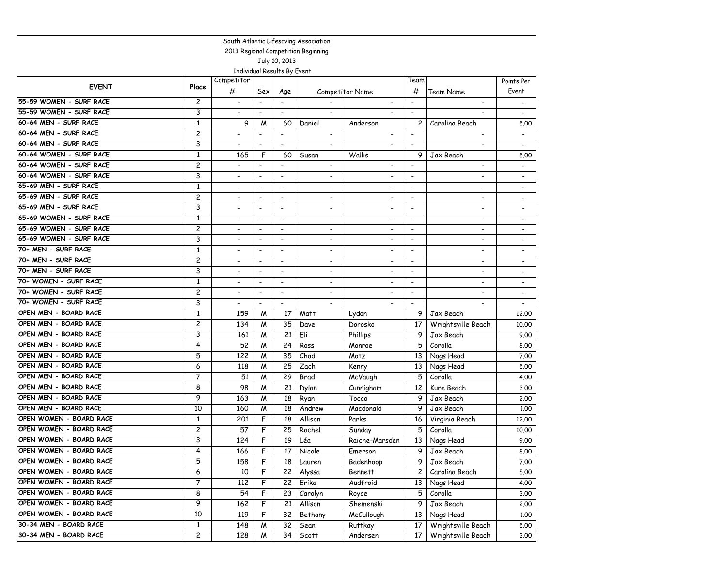South Atlantic Lifesaving Association
2013 Regional Competition Beginning
July 10, 2013
Individual Results By Event

| EVENT | Place | Competitor # | Sex | Age | Competitor Name | | Team # | Team Name | Points Per Event |
|---|---|---|---|---|---|---|---|---|---|
| 55-59 WOMEN - SURF RACE | 2 | - | - | - | - | - | - | - | - |
| 55-59 WOMEN - SURF RACE | 3 | - | - | - | - | - | - | - | - |
| 60-64 MEN - SURF RACE | 1 | 9 | M | 60 | Daniel | Anderson | 2 | Carolina Beach | 5.00 |
| 60-64 MEN - SURF RACE | 2 | - | - | - | - | - | - | - | - |
| 60-64 MEN - SURF RACE | 3 | - | - | - | - | - | - | - | - |
| 60-64 WOMEN - SURF RACE | 1 | 165 | F | 60 | Susan | Wallis | 9 | Jax Beach | 5.00 |
| 60-64 WOMEN - SURF RACE | 2 | - | - | - | - | - | - | - | - |
| 60-64 WOMEN - SURF RACE | 3 | - | - | - | - | - | - | - | - |
| 65-69 MEN - SURF RACE | 1 | - | - | - | - | - | - | - | - |
| 65-69 MEN - SURF RACE | 2 | - | - | - | - | - | - | - | - |
| 65-69 MEN - SURF RACE | 3 | - | - | - | - | - | - | - | - |
| 65-69 WOMEN - SURF RACE | 1 | - | - | - | - | - | - | - | - |
| 65-69 WOMEN - SURF RACE | 2 | - | - | - | - | - | - | - | - |
| 65-69 WOMEN - SURF RACE | 3 | - | - | - | - | - | - | - | - |
| 70+ MEN - SURF RACE | 1 | - | - | - | - | - | - | - | - |
| 70+ MEN - SURF RACE | 2 | - | - | - | - | - | - | - | - |
| 70+ MEN - SURF RACE | 3 | - | - | - | - | - | - | - | - |
| 70+ WOMEN - SURF RACE | 1 | - | - | - | - | - | - | - | - |
| 70+ WOMEN - SURF RACE | 2 | - | - | - | - | - | - | - | - |
| 70+ WOMEN - SURF RACE | 3 | - | - | - | - | - | - | - | - |
| OPEN MEN - BOARD RACE | 1 | 159 | M | 17 | Matt | Lydon | 9 | Jax Beach | 12.00 |
| OPEN MEN - BOARD RACE | 2 | 134 | M | 35 | Dave | Dorosko | 17 | Wrightsville Beach | 10.00 |
| OPEN MEN - BOARD RACE | 3 | 161 | M | 21 | Eli | Phillips | 9 | Jax Beach | 9.00 |
| OPEN MEN - BOARD RACE | 4 | 52 | M | 24 | Ross | Monroe | 5 | Corolla | 8.00 |
| OPEN MEN - BOARD RACE | 5 | 122 | M | 35 | Chad | Motz | 13 | Nags Head | 7.00 |
| OPEN MEN - BOARD RACE | 6 | 118 | M | 25 | Zach | Kenny | 13 | Nags Head | 5.00 |
| OPEN MEN - BOARD RACE | 7 | 51 | M | 29 | Brad | McVaugh | 5 | Corolla | 4.00 |
| OPEN MEN - BOARD RACE | 8 | 98 | M | 21 | Dylan | Cunnigham | 12 | Kure Beach | 3.00 |
| OPEN MEN - BOARD RACE | 9 | 163 | M | 18 | Ryan | Tocco | 9 | Jax Beach | 2.00 |
| OPEN MEN - BOARD RACE | 10 | 160 | M | 18 | Andrew | Macdonald | 9 | Jax Beach | 1.00 |
| OPEN WOMEN - BOARD RACE | 1 | 201 | F | 18 | Allison | Parks | 16 | Virginia Beach | 12.00 |
| OPEN WOMEN - BOARD RACE | 2 | 57 | F | 25 | Rachel | Sunday | 5 | Corolla | 10.00 |
| OPEN WOMEN - BOARD RACE | 3 | 124 | F | 19 | Léa | Raiche-Marsden | 13 | Nags Head | 9.00 |
| OPEN WOMEN - BOARD RACE | 4 | 166 | F | 17 | Nicole | Emerson | 9 | Jax Beach | 8.00 |
| OPEN WOMEN - BOARD RACE | 5 | 158 | F | 18 | Lauren | Badenhoop | 9 | Jax Beach | 7.00 |
| OPEN WOMEN - BOARD RACE | 6 | 10 | F | 22 | Alyssa | Bennett | 2 | Carolina Beach | 5.00 |
| OPEN WOMEN - BOARD RACE | 7 | 112 | F | 22 | Erika | Audfroid | 13 | Nags Head | 4.00 |
| OPEN WOMEN - BOARD RACE | 8 | 54 | F | 23 | Carolyn | Royce | 5 | Corolla | 3.00 |
| OPEN WOMEN - BOARD RACE | 9 | 162 | F | 21 | Allison | Shemenski | 9 | Jax Beach | 2.00 |
| OPEN WOMEN - BOARD RACE | 10 | 119 | F | 32 | Bethany | McCullough | 13 | Nags Head | 1.00 |
| 30-34 MEN - BOARD RACE | 1 | 148 | M | 32 | Sean | Ruttkay | 17 | Wrightsville Beach | 5.00 |
| 30-34 MEN - BOARD RACE | 2 | 128 | M | 34 | Scott | Andersen | 17 | Wrightsville Beach | 3.00 |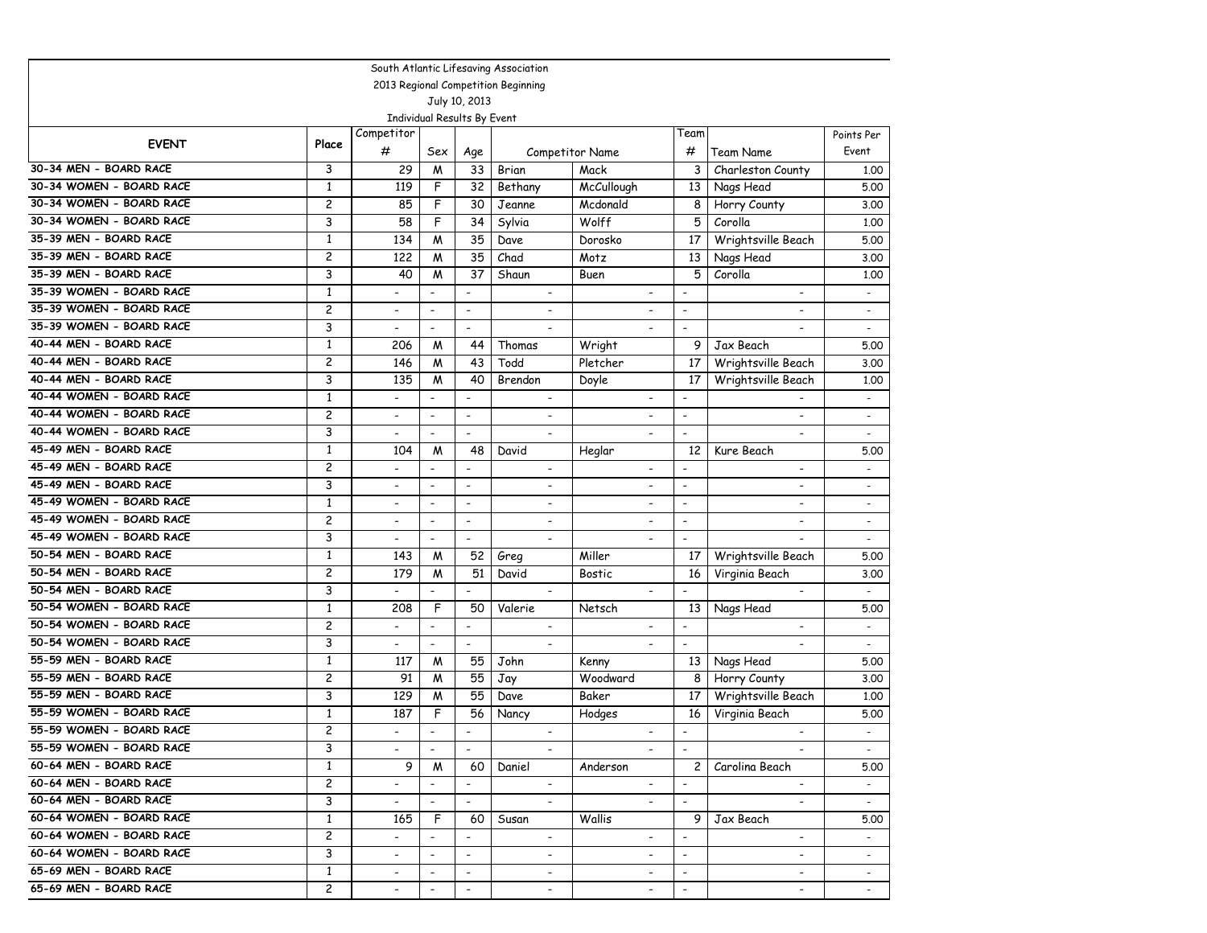South Atlantic Lifesaving Association

2013 Regional Competition Beginning

July 10, 2013

Individual Results By Event

| EVENT | Place | Competitor # | Sex | Age | Competitor Name | | Team # | Team Name | Points Per Event |
|---|---|---|---|---|---|---|---|---|---|
| 30-34 MEN - BOARD RACE | 3 | 29 | M | 33 | Brian | Mack | 3 | Charleston County | 1.00 |
| 30-34 WOMEN - BOARD RACE | 1 | 119 | F | 32 | Bethany | McCullough | 13 | Nags Head | 5.00 |
| 30-34 WOMEN - BOARD RACE | 2 | 85 | F | 30 | Jeanne | Mcdonald | 8 | Horry County | 3.00 |
| 30-34 WOMEN - BOARD RACE | 3 | 58 | F | 34 | Sylvia | Wolff | 5 | Corolla | 1.00 |
| 35-39 MEN - BOARD RACE | 1 | 134 | M | 35 | Dave | Dorosko | 17 | Wrightsville Beach | 5.00 |
| 35-39 MEN - BOARD RACE | 2 | 122 | M | 35 | Chad | Motz | 13 | Nags Head | 3.00 |
| 35-39 MEN - BOARD RACE | 3 | 40 | M | 37 | Shaun | Buen | 5 | Corolla | 1.00 |
| 35-39 WOMEN - BOARD RACE | 1 | - | - | - | - | - | - | - | - |
| 35-39 WOMEN - BOARD RACE | 2 | - | - | - | - | - | - | - | - |
| 35-39 WOMEN - BOARD RACE | 3 | - | - | - | - | - | - | - | - |
| 40-44 MEN - BOARD RACE | 1 | 206 | M | 44 | Thomas | Wright | 9 | Jax Beach | 5.00 |
| 40-44 MEN - BOARD RACE | 2 | 146 | M | 43 | Todd | Pletcher | 17 | Wrightsville Beach | 3.00 |
| 40-44 MEN - BOARD RACE | 3 | 135 | M | 40 | Brendon | Doyle | 17 | Wrightsville Beach | 1.00 |
| 40-44 WOMEN - BOARD RACE | 1 | - | - | - | - | - | - | - | - |
| 40-44 WOMEN - BOARD RACE | 2 | - | - | - | - | - | - | - | - |
| 40-44 WOMEN - BOARD RACE | 3 | - | - | - | - | - | - | - | - |
| 45-49 MEN - BOARD RACE | 1 | 104 | M | 48 | David | Heglar | 12 | Kure Beach | 5.00 |
| 45-49 MEN - BOARD RACE | 2 | - | - | - | - | - | - | - | - |
| 45-49 MEN - BOARD RACE | 3 | - | - | - | - | - | - | - | - |
| 45-49 WOMEN - BOARD RACE | 1 | - | - | - | - | - | - | - | - |
| 45-49 WOMEN - BOARD RACE | 2 | - | - | - | - | - | - | - | - |
| 45-49 WOMEN - BOARD RACE | 3 | - | - | - | - | - | - | - | - |
| 50-54 MEN - BOARD RACE | 1 | 143 | M | 52 | Greg | Miller | 17 | Wrightsville Beach | 5.00 |
| 50-54 MEN - BOARD RACE | 2 | 179 | M | 51 | David | Bostic | 16 | Virginia Beach | 3.00 |
| 50-54 MEN - BOARD RACE | 3 | - | - | - | - | - | - | - | - |
| 50-54 WOMEN - BOARD RACE | 1 | 208 | F | 50 | Valerie | Netsch | 13 | Nags Head | 5.00 |
| 50-54 WOMEN - BOARD RACE | 2 | - | - | - | - | - | - | - | - |
| 50-54 WOMEN - BOARD RACE | 3 | - | - | - | - | - | - | - | - |
| 55-59 MEN - BOARD RACE | 1 | 117 | M | 55 | John | Kenny | 13 | Nags Head | 5.00 |
| 55-59 MEN - BOARD RACE | 2 | 91 | M | 55 | Jay | Woodward | 8 | Horry County | 3.00 |
| 55-59 MEN - BOARD RACE | 3 | 129 | M | 55 | Dave | Baker | 17 | Wrightsville Beach | 1.00 |
| 55-59 WOMEN - BOARD RACE | 1 | 187 | F | 56 | Nancy | Hodges | 16 | Virginia Beach | 5.00 |
| 55-59 WOMEN - BOARD RACE | 2 | - | - | - | - | - | - | - | - |
| 55-59 WOMEN - BOARD RACE | 3 | - | - | - | - | - | - | - | - |
| 60-64 MEN - BOARD RACE | 1 | 9 | M | 60 | Daniel | Anderson | 2 | Carolina Beach | 5.00 |
| 60-64 MEN - BOARD RACE | 2 | - | - | - | - | - | - | - | - |
| 60-64 MEN - BOARD RACE | 3 | - | - | - | - | - | - | - | - |
| 60-64 WOMEN - BOARD RACE | 1 | 165 | F | 60 | Susan | Wallis | 9 | Jax Beach | 5.00 |
| 60-64 WOMEN - BOARD RACE | 2 | - | - | - | - | - | - | - | - |
| 60-64 WOMEN - BOARD RACE | 3 | - | - | - | - | - | - | - | - |
| 65-69 MEN - BOARD RACE | 1 | - | - | - | - | - | - | - | - |
| 65-69 MEN - BOARD RACE | 2 | - | - | - | - | - | - | - | - |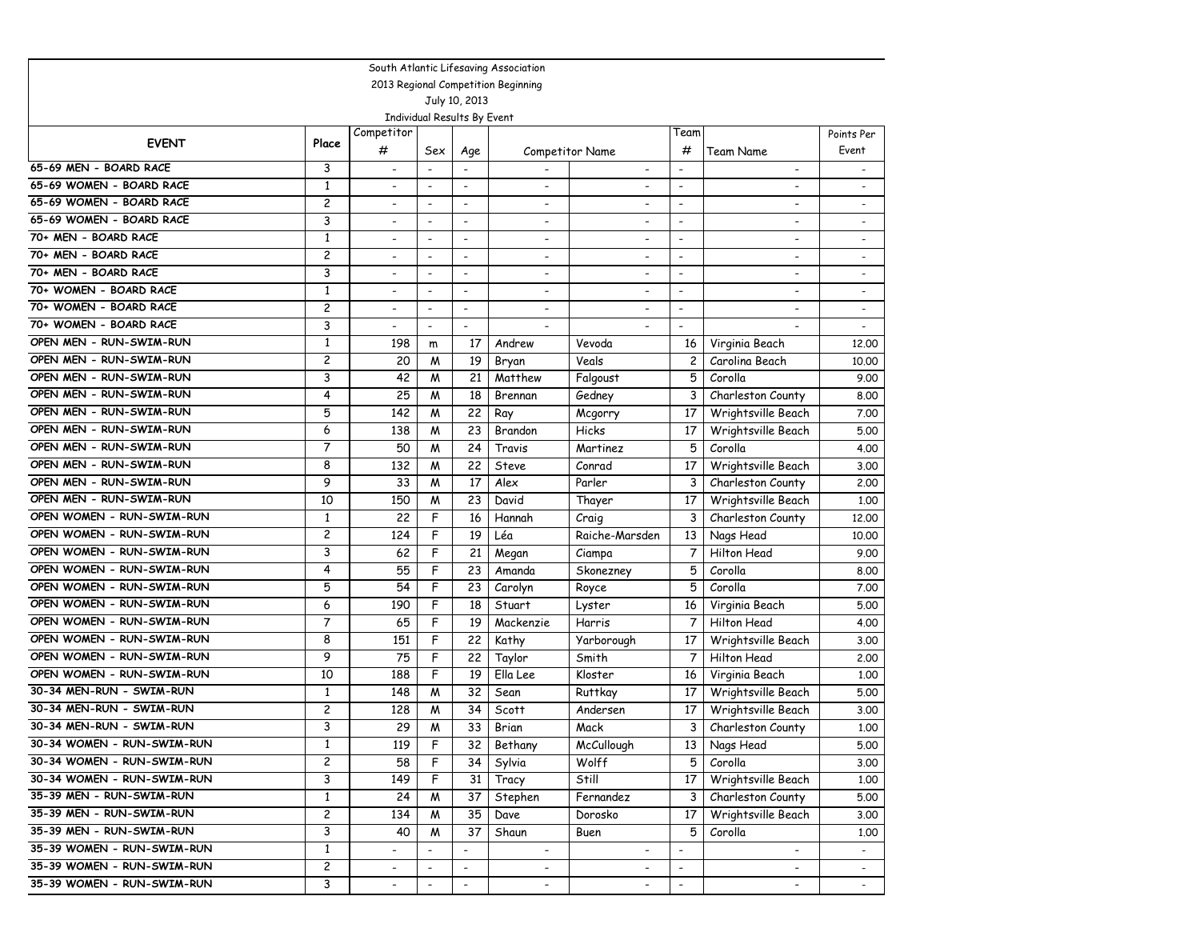South Atlantic Lifesaving Association

2013 Regional Competition Beginning

July 10, 2013

Individual Results By Event

| EVENT | Place | Competitor # | Sex | Age | Competitor Name | | Team # | Team Name | Points Per Event |
|---|---|---|---|---|---|---|---|---|---|
| 65-69 MEN - BOARD RACE | 3 | - | - | - | - | - | - | - | - |
| 65-69 WOMEN - BOARD RACE | 1 | - | - | - | - | - | - | - | - |
| 65-69 WOMEN - BOARD RACE | 2 | - | - | - | - | - | - | - | - |
| 65-69 WOMEN - BOARD RACE | 3 | - | - | - | - | - | - | - | - |
| 70+ MEN - BOARD RACE | 1 | - | - | - | - | - | - | - | - |
| 70+ MEN - BOARD RACE | 2 | - | - | - | - | - | - | - | - |
| 70+ MEN - BOARD RACE | 3 | - | - | - | - | - | - | - | - |
| 70+ WOMEN - BOARD RACE | 1 | - | - | - | - | - | - | - | - |
| 70+ WOMEN - BOARD RACE | 2 | - | - | - | - | - | - | - | - |
| 70+ WOMEN - BOARD RACE | 3 | - | - | - | - | - | - | - | - |
| OPEN MEN - RUN-SWIM-RUN | 1 | 198 | m | 17 | Andrew | Vevoda | 16 | Virginia Beach | 12.00 |
| OPEN MEN - RUN-SWIM-RUN | 2 | 20 | M | 19 | Bryan | Veals | 2 | Carolina Beach | 10.00 |
| OPEN MEN - RUN-SWIM-RUN | 3 | 42 | M | 21 | Matthew | Falgoust | 5 | Corolla | 9.00 |
| OPEN MEN - RUN-SWIM-RUN | 4 | 25 | M | 18 | Brennan | Gedney | 3 | Charleston County | 8.00 |
| OPEN MEN - RUN-SWIM-RUN | 5 | 142 | M | 22 | Ray | Mcgorry | 17 | Wrightsville Beach | 7.00 |
| OPEN MEN - RUN-SWIM-RUN | 6 | 138 | M | 23 | Brandon | Hicks | 17 | Wrightsville Beach | 5.00 |
| OPEN MEN - RUN-SWIM-RUN | 7 | 50 | M | 24 | Travis | Martinez | 5 | Corolla | 4.00 |
| OPEN MEN - RUN-SWIM-RUN | 8 | 132 | M | 22 | Steve | Conrad | 17 | Wrightsville Beach | 3.00 |
| OPEN MEN - RUN-SWIM-RUN | 9 | 33 | M | 17 | Alex | Parler | 3 | Charleston County | 2.00 |
| OPEN MEN - RUN-SWIM-RUN | 10 | 150 | M | 23 | David | Thayer | 17 | Wrightsville Beach | 1.00 |
| OPEN WOMEN - RUN-SWIM-RUN | 1 | 22 | F | 16 | Hannah | Craig | 3 | Charleston County | 12.00 |
| OPEN WOMEN - RUN-SWIM-RUN | 2 | 124 | F | 19 | Léa | Raiche-Marsden | 13 | Nags Head | 10.00 |
| OPEN WOMEN - RUN-SWIM-RUN | 3 | 62 | F | 21 | Megan | Ciampa | 7 | Hilton Head | 9.00 |
| OPEN WOMEN - RUN-SWIM-RUN | 4 | 55 | F | 23 | Amanda | Skonezney | 5 | Corolla | 8.00 |
| OPEN WOMEN - RUN-SWIM-RUN | 5 | 54 | F | 23 | Carolyn | Royce | 5 | Corolla | 7.00 |
| OPEN WOMEN - RUN-SWIM-RUN | 6 | 190 | F | 18 | Stuart | Lyster | 16 | Virginia Beach | 5.00 |
| OPEN WOMEN - RUN-SWIM-RUN | 7 | 65 | F | 19 | Mackenzie | Harris | 7 | Hilton Head | 4.00 |
| OPEN WOMEN - RUN-SWIM-RUN | 8 | 151 | F | 22 | Kathy | Yarborough | 17 | Wrightsville Beach | 3.00 |
| OPEN WOMEN - RUN-SWIM-RUN | 9 | 75 | F | 22 | Taylor | Smith | 7 | Hilton Head | 2.00 |
| OPEN WOMEN - RUN-SWIM-RUN | 10 | 188 | F | 19 | Ella Lee | Kloster | 16 | Virginia Beach | 1.00 |
| 30-34 MEN-RUN - SWIM-RUN | 1 | 148 | M | 32 | Sean | Ruttkay | 17 | Wrightsville Beach | 5.00 |
| 30-34 MEN-RUN - SWIM-RUN | 2 | 128 | M | 34 | Scott | Andersen | 17 | Wrightsville Beach | 3.00 |
| 30-34 MEN-RUN - SWIM-RUN | 3 | 29 | M | 33 | Brian | Mack | 3 | Charleston County | 1.00 |
| 30-34 WOMEN - RUN-SWIM-RUN | 1 | 119 | F | 32 | Bethany | McCullough | 13 | Nags Head | 5.00 |
| 30-34 WOMEN - RUN-SWIM-RUN | 2 | 58 | F | 34 | Sylvia | Wolff | 5 | Corolla | 3.00 |
| 30-34 WOMEN - RUN-SWIM-RUN | 3 | 149 | F | 31 | Tracy | Still | 17 | Wrightsville Beach | 1.00 |
| 35-39 MEN - RUN-SWIM-RUN | 1 | 24 | M | 37 | Stephen | Fernandez | 3 | Charleston County | 5.00 |
| 35-39 MEN - RUN-SWIM-RUN | 2 | 134 | M | 35 | Dave | Dorosko | 17 | Wrightsville Beach | 3.00 |
| 35-39 MEN - RUN-SWIM-RUN | 3 | 40 | M | 37 | Shaun | Buen | 5 | Corolla | 1.00 |
| 35-39 WOMEN - RUN-SWIM-RUN | 1 | - | - | - | - | - | - | - | - |
| 35-39 WOMEN - RUN-SWIM-RUN | 2 | - | - | - | - | - | - | - | - |
| 35-39 WOMEN - RUN-SWIM-RUN | 3 | - | - | - | - | - | - | - | - |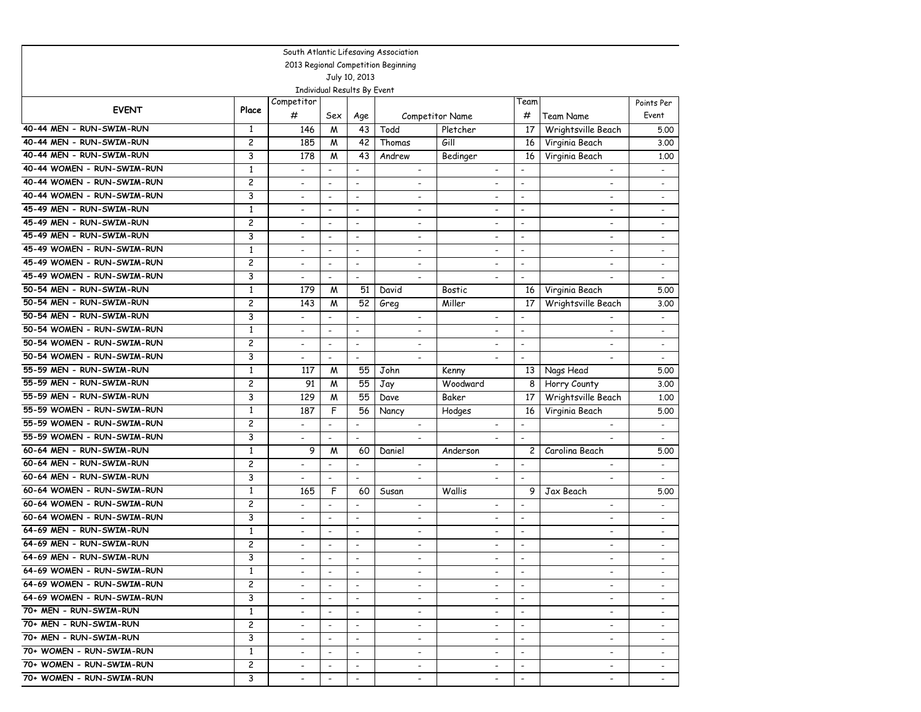South Atlantic Lifesaving Association

2013 Regional Competition Beginning

July 10, 2013

Individual Results By Event

| EVENT | Place | Competitor # | Sex | Age | Competitor Name | | Team # | Team Name | Points Per Event |
|---|---|---|---|---|---|---|---|---|---|
| 40-44 MEN - RUN-SWIM-RUN | 1 | 146 | M | 43 | Todd | Pletcher | 17 | Wrightsville Beach | 5.00 |
| 40-44 MEN - RUN-SWIM-RUN | 2 | 185 | M | 42 | Thomas | Gill | 16 | Virginia Beach | 3.00 |
| 40-44 MEN - RUN-SWIM-RUN | 3 | 178 | M | 43 | Andrew | Bedinger | 16 | Virginia Beach | 1.00 |
| 40-44 WOMEN - RUN-SWIM-RUN | 1 | - | - | - | - | - | - | - | - |
| 40-44 WOMEN - RUN-SWIM-RUN | 2 | - | - | - | - | - | - | - | - |
| 40-44 WOMEN - RUN-SWIM-RUN | 3 | - | - | - | - | - | - | - | - |
| 45-49 MEN - RUN-SWIM-RUN | 1 | - | - | - | - | - | - | - | - |
| 45-49 MEN - RUN-SWIM-RUN | 2 | - | - | - | - | - | - | - | - |
| 45-49 MEN - RUN-SWIM-RUN | 3 | - | - | - | - | - | - | - | - |
| 45-49 WOMEN - RUN-SWIM-RUN | 1 | - | - | - | - | - | - | - | - |
| 45-49 WOMEN - RUN-SWIM-RUN | 2 | - | - | - | - | - | - | - | - |
| 45-49 WOMEN - RUN-SWIM-RUN | 3 | - | - | - | - | - | - | - | - |
| 50-54 MEN - RUN-SWIM-RUN | 1 | 179 | M | 51 | David | Bostic | 16 | Virginia Beach | 5.00 |
| 50-54 MEN - RUN-SWIM-RUN | 2 | 143 | M | 52 | Greg | Miller | 17 | Wrightsville Beach | 3.00 |
| 50-54 MEN - RUN-SWIM-RUN | 3 | - | - | - | - | - | - | - | - |
| 50-54 WOMEN - RUN-SWIM-RUN | 1 | - | - | - | - | - | - | - | - |
| 50-54 WOMEN - RUN-SWIM-RUN | 2 | - | - | - | - | - | - | - | - |
| 50-54 WOMEN - RUN-SWIM-RUN | 3 | - | - | - | - | - | - | - | - |
| 55-59 MEN - RUN-SWIM-RUN | 1 | 117 | M | 55 | John | Kenny | 13 | Nags Head | 5.00 |
| 55-59 MEN - RUN-SWIM-RUN | 2 | 91 | M | 55 | Jay | Woodward | 8 | Horry County | 3.00 |
| 55-59 MEN - RUN-SWIM-RUN | 3 | 129 | M | 55 | Dave | Baker | 17 | Wrightsville Beach | 1.00 |
| 55-59 WOMEN - RUN-SWIM-RUN | 1 | 187 | F | 56 | Nancy | Hodges | 16 | Virginia Beach | 5.00 |
| 55-59 WOMEN - RUN-SWIM-RUN | 2 | - | - | - | - | - | - | - | - |
| 55-59 WOMEN - RUN-SWIM-RUN | 3 | - | - | - | - | - | - | - | - |
| 60-64 MEN - RUN-SWIM-RUN | 1 | 9 | M | 60 | Daniel | Anderson | 2 | Carolina Beach | 5.00 |
| 60-64 MEN - RUN-SWIM-RUN | 2 | - | - | - | - | - | - | - | - |
| 60-64 MEN - RUN-SWIM-RUN | 3 | - | - | - | - | - | - | - | - |
| 60-64 WOMEN - RUN-SWIM-RUN | 1 | 165 | F | 60 | Susan | Wallis | 9 | Jax Beach | 5.00 |
| 60-64 WOMEN - RUN-SWIM-RUN | 2 | - | - | - | - | - | - | - | - |
| 60-64 WOMEN - RUN-SWIM-RUN | 3 | - | - | - | - | - | - | - | - |
| 64-69 MEN - RUN-SWIM-RUN | 1 | - | - | - | - | - | - | - | - |
| 64-69 MEN - RUN-SWIM-RUN | 2 | - | - | - | - | - | - | - | - |
| 64-69 MEN - RUN-SWIM-RUN | 3 | - | - | - | - | - | - | - | - |
| 64-69 WOMEN - RUN-SWIM-RUN | 1 | - | - | - | - | - | - | - | - |
| 64-69 WOMEN - RUN-SWIM-RUN | 2 | - | - | - | - | - | - | - | - |
| 64-69 WOMEN - RUN-SWIM-RUN | 3 | - | - | - | - | - | - | - | - |
| 70+ MEN - RUN-SWIM-RUN | 1 | - | - | - | - | - | - | - | - |
| 70+ MEN - RUN-SWIM-RUN | 2 | - | - | - | - | - | - | - | - |
| 70+ MEN - RUN-SWIM-RUN | 3 | - | - | - | - | - | - | - | - |
| 70+ WOMEN - RUN-SWIM-RUN | 1 | - | - | - | - | - | - | - | - |
| 70+ WOMEN - RUN-SWIM-RUN | 2 | - | - | - | - | - | - | - | - |
| 70+ WOMEN - RUN-SWIM-RUN | 3 | - | - | - | - | - | - | - | - |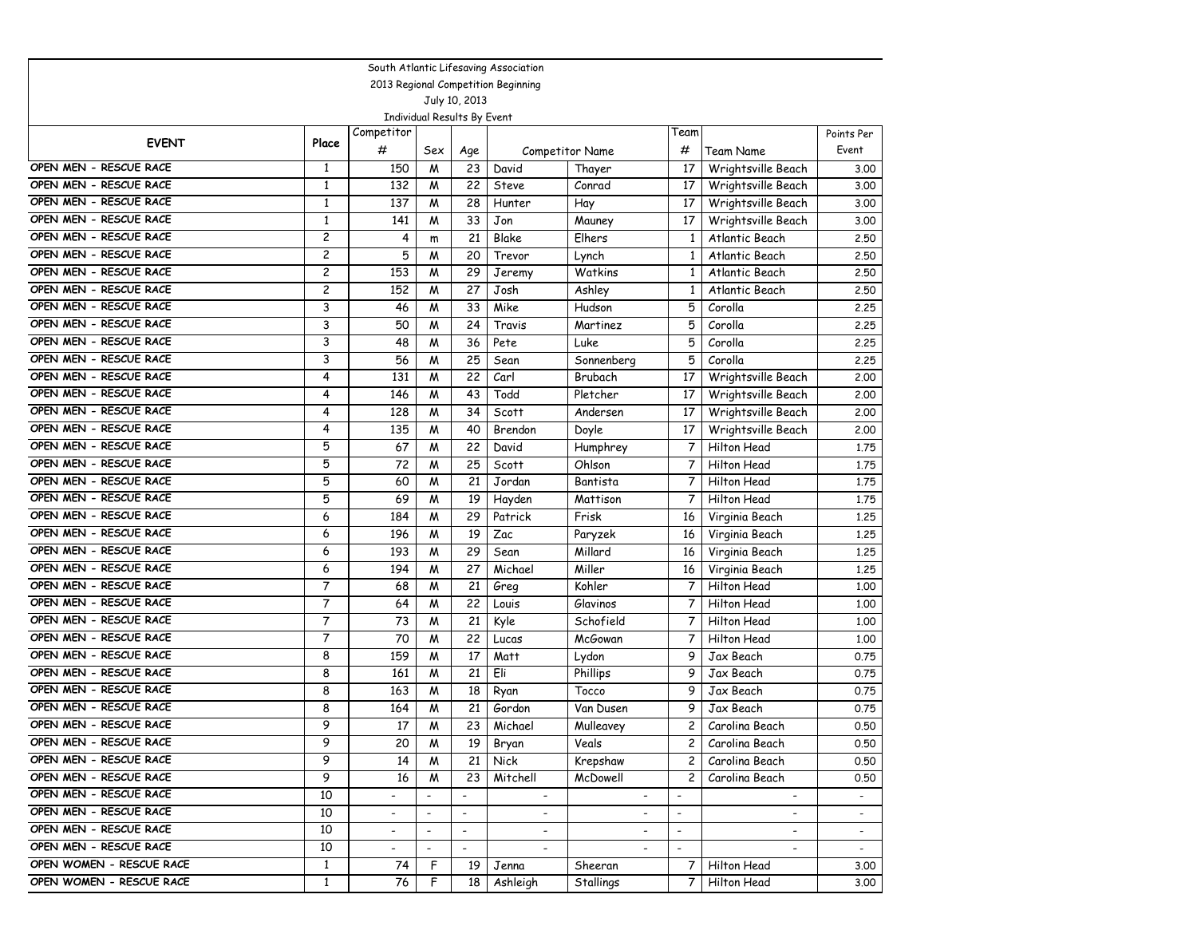South Atlantic Lifesaving Association

2013 Regional Competition Beginning

July 10, 2013

Individual Results By Event

| EVENT | Place | Competitor # | Sex | Age | Competitor Name | | Team # | Team Name | Points Per Event |
|---|---|---|---|---|---|---|---|---|---|
| OPEN MEN - RESCUE RACE | 1 | 150 | M | 23 | David | Thayer | 17 | Wrightsville Beach | 3.00 |
| OPEN MEN - RESCUE RACE | 1 | 132 | M | 22 | Steve | Conrad | 17 | Wrightsville Beach | 3.00 |
| OPEN MEN - RESCUE RACE | 1 | 137 | M | 28 | Hunter | Hay | 17 | Wrightsville Beach | 3.00 |
| OPEN MEN - RESCUE RACE | 1 | 141 | M | 33 | Jon | Mauney | 17 | Wrightsville Beach | 3.00 |
| OPEN MEN - RESCUE RACE | 2 | 4 | m | 21 | Blake | Elhers | 1 | Atlantic Beach | 2.50 |
| OPEN MEN - RESCUE RACE | 2 | 5 | M | 20 | Trevor | Lynch | 1 | Atlantic Beach | 2.50 |
| OPEN MEN - RESCUE RACE | 2 | 153 | M | 29 | Jeremy | Watkins | 1 | Atlantic Beach | 2.50 |
| OPEN MEN - RESCUE RACE | 2 | 152 | M | 27 | Josh | Ashley | 1 | Atlantic Beach | 2.50 |
| OPEN MEN - RESCUE RACE | 3 | 46 | M | 33 | Mike | Hudson | 5 | Corolla | 2.25 |
| OPEN MEN - RESCUE RACE | 3 | 50 | M | 24 | Travis | Martinez | 5 | Corolla | 2.25 |
| OPEN MEN - RESCUE RACE | 3 | 48 | M | 36 | Pete | Luke | 5 | Corolla | 2.25 |
| OPEN MEN - RESCUE RACE | 3 | 56 | M | 25 | Sean | Sonnenberg | 5 | Corolla | 2.25 |
| OPEN MEN - RESCUE RACE | 4 | 131 | M | 22 | Carl | Brubach | 17 | Wrightsville Beach | 2.00 |
| OPEN MEN - RESCUE RACE | 4 | 146 | M | 43 | Todd | Pletcher | 17 | Wrightsville Beach | 2.00 |
| OPEN MEN - RESCUE RACE | 4 | 128 | M | 34 | Scott | Andersen | 17 | Wrightsville Beach | 2.00 |
| OPEN MEN - RESCUE RACE | 4 | 135 | M | 40 | Brendon | Doyle | 17 | Wrightsville Beach | 2.00 |
| OPEN MEN - RESCUE RACE | 5 | 67 | M | 22 | David | Humphrey | 7 | Hilton Head | 1.75 |
| OPEN MEN - RESCUE RACE | 5 | 72 | M | 25 | Scott | Ohlson | 7 | Hilton Head | 1.75 |
| OPEN MEN - RESCUE RACE | 5 | 60 | M | 21 | Jordan | Bantista | 7 | Hilton Head | 1.75 |
| OPEN MEN - RESCUE RACE | 5 | 69 | M | 19 | Hayden | Mattison | 7 | Hilton Head | 1.75 |
| OPEN MEN - RESCUE RACE | 6 | 184 | M | 29 | Patrick | Frisk | 16 | Virginia Beach | 1.25 |
| OPEN MEN - RESCUE RACE | 6 | 196 | M | 19 | Zac | Paryzek | 16 | Virginia Beach | 1.25 |
| OPEN MEN - RESCUE RACE | 6 | 193 | M | 29 | Sean | Millard | 16 | Virginia Beach | 1.25 |
| OPEN MEN - RESCUE RACE | 6 | 194 | M | 27 | Michael | Miller | 16 | Virginia Beach | 1.25 |
| OPEN MEN - RESCUE RACE | 7 | 68 | M | 21 | Greg | Kohler | 7 | Hilton Head | 1.00 |
| OPEN MEN - RESCUE RACE | 7 | 64 | M | 22 | Louis | Glavinos | 7 | Hilton Head | 1.00 |
| OPEN MEN - RESCUE RACE | 7 | 73 | M | 21 | Kyle | Schofield | 7 | Hilton Head | 1.00 |
| OPEN MEN - RESCUE RACE | 7 | 70 | M | 22 | Lucas | McGowan | 7 | Hilton Head | 1.00 |
| OPEN MEN - RESCUE RACE | 8 | 159 | M | 17 | Matt | Lydon | 9 | Jax Beach | 0.75 |
| OPEN MEN - RESCUE RACE | 8 | 161 | M | 21 | Eli | Phillips | 9 | Jax Beach | 0.75 |
| OPEN MEN - RESCUE RACE | 8 | 163 | M | 18 | Ryan | Tocco | 9 | Jax Beach | 0.75 |
| OPEN MEN - RESCUE RACE | 8 | 164 | M | 21 | Gordon | Van Dusen | 9 | Jax Beach | 0.75 |
| OPEN MEN - RESCUE RACE | 9 | 17 | M | 23 | Michael | Mulleavey | 2 | Carolina Beach | 0.50 |
| OPEN MEN - RESCUE RACE | 9 | 20 | M | 19 | Bryan | Veals | 2 | Carolina Beach | 0.50 |
| OPEN MEN - RESCUE RACE | 9 | 14 | M | 21 | Nick | Krepshaw | 2 | Carolina Beach | 0.50 |
| OPEN MEN - RESCUE RACE | 9 | 16 | M | 23 | Mitchell | McDowell | 2 | Carolina Beach | 0.50 |
| OPEN MEN - RESCUE RACE | 10 | - | - | - | - | - | - | - | - |
| OPEN MEN - RESCUE RACE | 10 | - | - | - | - | - | - | - | - |
| OPEN MEN - RESCUE RACE | 10 | - | - | - | - | - | - | - | - |
| OPEN MEN - RESCUE RACE | 10 | - | - | - | - | - | - | - | - |
| OPEN WOMEN - RESCUE RACE | 1 | 74 | F | 19 | Jenna | Sheeran | 7 | Hilton Head | 3.00 |
| OPEN WOMEN - RESCUE RACE | 1 | 76 | F | 18 | Ashleigh | Stallings | 7 | Hilton Head | 3.00 |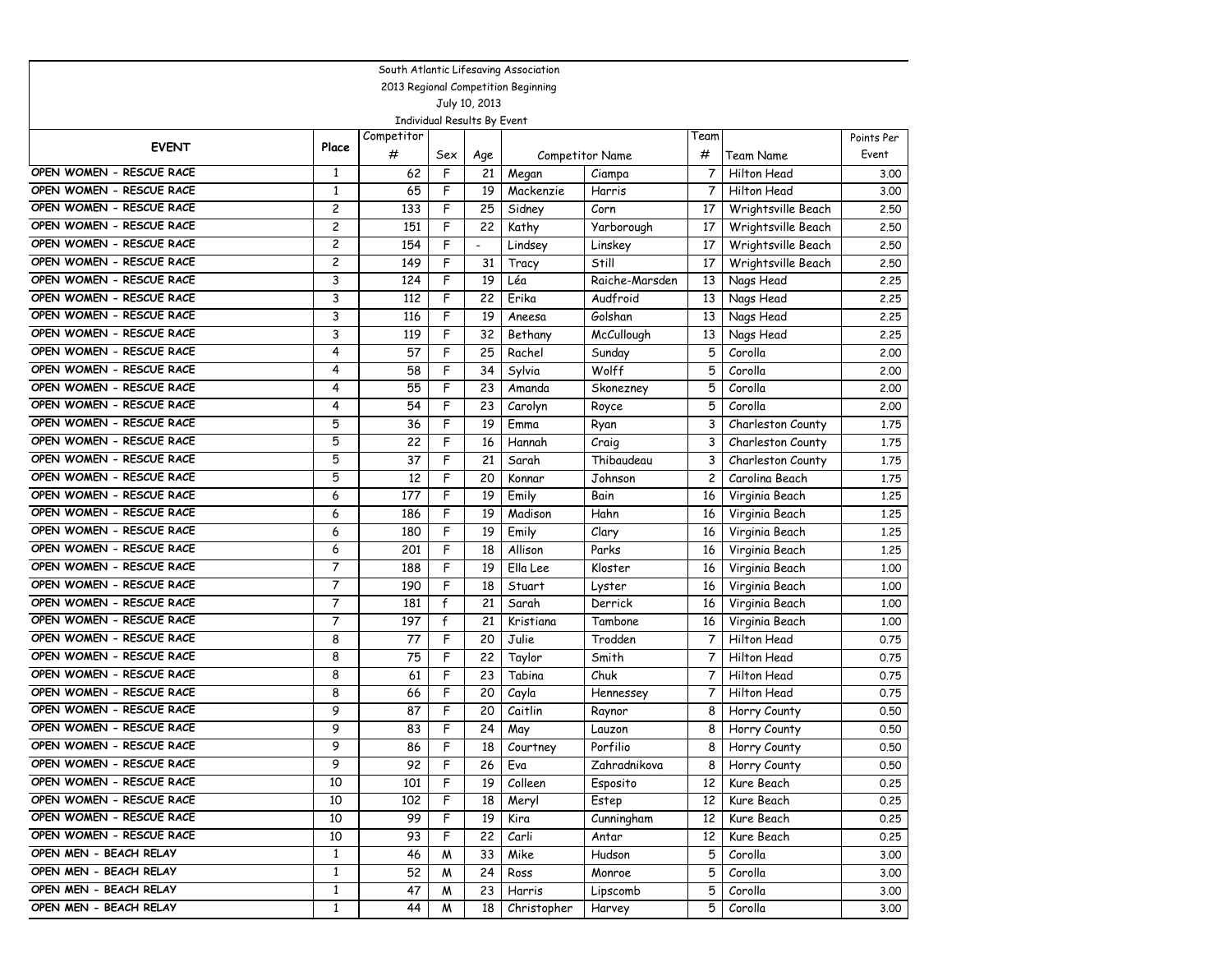South Atlantic Lifesaving Association

2013 Regional Competition Beginning

July 10, 2013

Individual Results By Event

| EVENT | Place | Competitor # | Sex | Age | Competitor Name | | Team # | Team Name | Points Per Event |
|---|---|---|---|---|---|---|---|---|---|
| OPEN WOMEN - RESCUE RACE | 1 | 62 | F | 21 | Megan | Ciampa | 7 | Hilton Head | 3.00 |
| OPEN WOMEN - RESCUE RACE | 1 | 65 | F | 19 | Mackenzie | Harris | 7 | Hilton Head | 3.00 |
| OPEN WOMEN - RESCUE RACE | 2 | 133 | F | 25 | Sidney | Corn | 17 | Wrightsville Beach | 2.50 |
| OPEN WOMEN - RESCUE RACE | 2 | 151 | F | 22 | Kathy | Yarborough | 17 | Wrightsville Beach | 2.50 |
| OPEN WOMEN - RESCUE RACE | 2 | 154 | F | - | Lindsey | Linskey | 17 | Wrightsville Beach | 2.50 |
| OPEN WOMEN - RESCUE RACE | 2 | 149 | F | 31 | Tracy | Still | 17 | Wrightsville Beach | 2.50 |
| OPEN WOMEN - RESCUE RACE | 3 | 124 | F | 19 | Léa | Raiche-Marsden | 13 | Nags Head | 2.25 |
| OPEN WOMEN - RESCUE RACE | 3 | 112 | F | 22 | Erika | Audfroid | 13 | Nags Head | 2.25 |
| OPEN WOMEN - RESCUE RACE | 3 | 116 | F | 19 | Aneesa | Golshan | 13 | Nags Head | 2.25 |
| OPEN WOMEN - RESCUE RACE | 3 | 119 | F | 32 | Bethany | McCullough | 13 | Nags Head | 2.25 |
| OPEN WOMEN - RESCUE RACE | 4 | 57 | F | 25 | Rachel | Sunday | 5 | Corolla | 2.00 |
| OPEN WOMEN - RESCUE RACE | 4 | 58 | F | 34 | Sylvia | Wolff | 5 | Corolla | 2.00 |
| OPEN WOMEN - RESCUE RACE | 4 | 55 | F | 23 | Amanda | Skonezney | 5 | Corolla | 2.00 |
| OPEN WOMEN - RESCUE RACE | 4 | 54 | F | 23 | Carolyn | Royce | 5 | Corolla | 2.00 |
| OPEN WOMEN - RESCUE RACE | 5 | 36 | F | 19 | Emma | Ryan | 3 | Charleston County | 1.75 |
| OPEN WOMEN - RESCUE RACE | 5 | 22 | F | 16 | Hannah | Craig | 3 | Charleston County | 1.75 |
| OPEN WOMEN - RESCUE RACE | 5 | 37 | F | 21 | Sarah | Thibaudeau | 3 | Charleston County | 1.75 |
| OPEN WOMEN - RESCUE RACE | 5 | 12 | F | 20 | Konnar | Johnson | 2 | Carolina Beach | 1.75 |
| OPEN WOMEN - RESCUE RACE | 6 | 177 | F | 19 | Emily | Bain | 16 | Virginia Beach | 1.25 |
| OPEN WOMEN - RESCUE RACE | 6 | 186 | F | 19 | Madison | Hahn | 16 | Virginia Beach | 1.25 |
| OPEN WOMEN - RESCUE RACE | 6 | 180 | F | 19 | Emily | Clary | 16 | Virginia Beach | 1.25 |
| OPEN WOMEN - RESCUE RACE | 6 | 201 | F | 18 | Allison | Parks | 16 | Virginia Beach | 1.25 |
| OPEN WOMEN - RESCUE RACE | 7 | 188 | F | 19 | Ella Lee | Kloster | 16 | Virginia Beach | 1.00 |
| OPEN WOMEN - RESCUE RACE | 7 | 190 | F | 18 | Stuart | Lyster | 16 | Virginia Beach | 1.00 |
| OPEN WOMEN - RESCUE RACE | 7 | 181 | f | 21 | Sarah | Derrick | 16 | Virginia Beach | 1.00 |
| OPEN WOMEN - RESCUE RACE | 7 | 197 | f | 21 | Kristiana | Tambone | 16 | Virginia Beach | 1.00 |
| OPEN WOMEN - RESCUE RACE | 8 | 77 | F | 20 | Julie | Trodden | 7 | Hilton Head | 0.75 |
| OPEN WOMEN - RESCUE RACE | 8 | 75 | F | 22 | Taylor | Smith | 7 | Hilton Head | 0.75 |
| OPEN WOMEN - RESCUE RACE | 8 | 61 | F | 23 | Tabina | Chuk | 7 | Hilton Head | 0.75 |
| OPEN WOMEN - RESCUE RACE | 8 | 66 | F | 20 | Cayla | Hennessey | 7 | Hilton Head | 0.75 |
| OPEN WOMEN - RESCUE RACE | 9 | 87 | F | 20 | Caitlin | Raynor | 8 | Horry County | 0.50 |
| OPEN WOMEN - RESCUE RACE | 9 | 83 | F | 24 | May | Lauzon | 8 | Horry County | 0.50 |
| OPEN WOMEN - RESCUE RACE | 9 | 86 | F | 18 | Courtney | Porfilio | 8 | Horry County | 0.50 |
| OPEN WOMEN - RESCUE RACE | 9 | 92 | F | 26 | Eva | Zahradnikova | 8 | Horry County | 0.50 |
| OPEN WOMEN - RESCUE RACE | 10 | 101 | F | 19 | Colleen | Esposito | 12 | Kure Beach | 0.25 |
| OPEN WOMEN - RESCUE RACE | 10 | 102 | F | 18 | Meryl | Estep | 12 | Kure Beach | 0.25 |
| OPEN WOMEN - RESCUE RACE | 10 | 99 | F | 19 | Kira | Cunningham | 12 | Kure Beach | 0.25 |
| OPEN WOMEN - RESCUE RACE | 10 | 93 | F | 22 | Carli | Antar | 12 | Kure Beach | 0.25 |
| OPEN MEN - BEACH RELAY | 1 | 46 | M | 33 | Mike | Hudson | 5 | Corolla | 3.00 |
| OPEN MEN - BEACH RELAY | 1 | 52 | M | 24 | Ross | Monroe | 5 | Corolla | 3.00 |
| OPEN MEN - BEACH RELAY | 1 | 47 | M | 23 | Harris | Lipscomb | 5 | Corolla | 3.00 |
| OPEN MEN - BEACH RELAY | 1 | 44 | M | 18 | Christopher | Harvey | 5 | Corolla | 3.00 |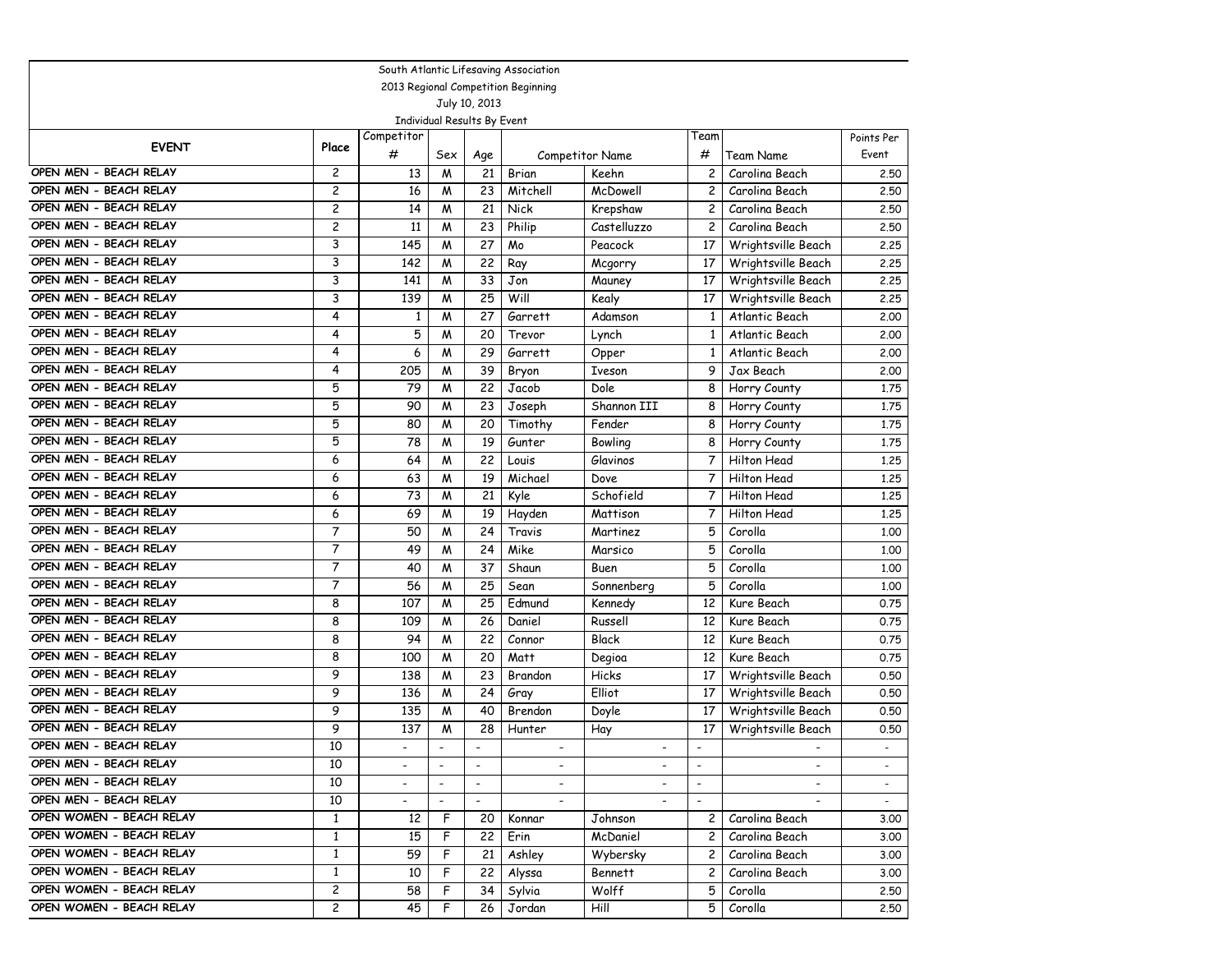South Atlantic Lifesaving Association

2013 Regional Competition Beginning

July 10, 2013

Individual Results By Event

| EVENT | Place | Competitor # | Sex | Age | Competitor Name | | Team # | Team Name | Points Per Event |
|---|---|---|---|---|---|---|---|---|---|
| OPEN MEN - BEACH RELAY | 2 | 13 | M | 21 | Brian | Keehn | 2 | Carolina Beach | 2.50 |
| OPEN MEN - BEACH RELAY | 2 | 16 | M | 23 | Mitchell | McDowell | 2 | Carolina Beach | 2.50 |
| OPEN MEN - BEACH RELAY | 2 | 14 | M | 21 | Nick | Krepshaw | 2 | Carolina Beach | 2.50 |
| OPEN MEN - BEACH RELAY | 2 | 11 | M | 23 | Philip | Castelluzzo | 2 | Carolina Beach | 2.50 |
| OPEN MEN - BEACH RELAY | 3 | 145 | M | 27 | Mo | Peacock | 17 | Wrightsville Beach | 2.25 |
| OPEN MEN - BEACH RELAY | 3 | 142 | M | 22 | Ray | Mcgorry | 17 | Wrightsville Beach | 2.25 |
| OPEN MEN - BEACH RELAY | 3 | 141 | M | 33 | Jon | Mauney | 17 | Wrightsville Beach | 2.25 |
| OPEN MEN - BEACH RELAY | 3 | 139 | M | 25 | Will | Kealy | 17 | Wrightsville Beach | 2.25 |
| OPEN MEN - BEACH RELAY | 4 | 1 | M | 27 | Garrett | Adamson | 1 | Atlantic Beach | 2.00 |
| OPEN MEN - BEACH RELAY | 4 | 5 | M | 20 | Trevor | Lynch | 1 | Atlantic Beach | 2.00 |
| OPEN MEN - BEACH RELAY | 4 | 6 | M | 29 | Garrett | Opper | 1 | Atlantic Beach | 2.00 |
| OPEN MEN - BEACH RELAY | 4 | 205 | M | 39 | Bryon | Iveson | 9 | Jax Beach | 2.00 |
| OPEN MEN - BEACH RELAY | 5 | 79 | M | 22 | Jacob | Dole | 8 | Horry County | 1.75 |
| OPEN MEN - BEACH RELAY | 5 | 90 | M | 23 | Joseph | Shannon III | 8 | Horry County | 1.75 |
| OPEN MEN - BEACH RELAY | 5 | 80 | M | 20 | Timothy | Fender | 8 | Horry County | 1.75 |
| OPEN MEN - BEACH RELAY | 5 | 78 | M | 19 | Gunter | Bowling | 8 | Horry County | 1.75 |
| OPEN MEN - BEACH RELAY | 6 | 64 | M | 22 | Louis | Glavinos | 7 | Hilton Head | 1.25 |
| OPEN MEN - BEACH RELAY | 6 | 63 | M | 19 | Michael | Dove | 7 | Hilton Head | 1.25 |
| OPEN MEN - BEACH RELAY | 6 | 73 | M | 21 | Kyle | Schofield | 7 | Hilton Head | 1.25 |
| OPEN MEN - BEACH RELAY | 6 | 69 | M | 19 | Hayden | Mattison | 7 | Hilton Head | 1.25 |
| OPEN MEN - BEACH RELAY | 7 | 50 | M | 24 | Travis | Martinez | 5 | Corolla | 1.00 |
| OPEN MEN - BEACH RELAY | 7 | 49 | M | 24 | Mike | Marsico | 5 | Corolla | 1.00 |
| OPEN MEN - BEACH RELAY | 7 | 40 | M | 37 | Shaun | Buen | 5 | Corolla | 1.00 |
| OPEN MEN - BEACH RELAY | 7 | 56 | M | 25 | Sean | Sonnenberg | 5 | Corolla | 1.00 |
| OPEN MEN - BEACH RELAY | 8 | 107 | M | 25 | Edmund | Kennedy | 12 | Kure Beach | 0.75 |
| OPEN MEN - BEACH RELAY | 8 | 109 | M | 26 | Daniel | Russell | 12 | Kure Beach | 0.75 |
| OPEN MEN - BEACH RELAY | 8 | 94 | M | 22 | Connor | Black | 12 | Kure Beach | 0.75 |
| OPEN MEN - BEACH RELAY | 8 | 100 | M | 20 | Matt | Degioa | 12 | Kure Beach | 0.75 |
| OPEN MEN - BEACH RELAY | 9 | 138 | M | 23 | Brandon | Hicks | 17 | Wrightsville Beach | 0.50 |
| OPEN MEN - BEACH RELAY | 9 | 136 | M | 24 | Gray | Elliot | 17 | Wrightsville Beach | 0.50 |
| OPEN MEN - BEACH RELAY | 9 | 135 | M | 40 | Brendon | Doyle | 17 | Wrightsville Beach | 0.50 |
| OPEN MEN - BEACH RELAY | 9 | 137 | M | 28 | Hunter | Hay | 17 | Wrightsville Beach | 0.50 |
| OPEN MEN - BEACH RELAY | 10 | - | - | - | - | - | - | - | - |
| OPEN MEN - BEACH RELAY | 10 | - | - | - | - | - | - | - | - |
| OPEN MEN - BEACH RELAY | 10 | - | - | - | - | - | - | - | - |
| OPEN MEN - BEACH RELAY | 10 | - | - | - | - | - | - | - | - |
| OPEN WOMEN - BEACH RELAY | 1 | 12 | F | 20 | Konnar | Johnson | 2 | Carolina Beach | 3.00 |
| OPEN WOMEN - BEACH RELAY | 1 | 15 | F | 22 | Erin | McDaniel | 2 | Carolina Beach | 3.00 |
| OPEN WOMEN - BEACH RELAY | 1 | 59 | F | 21 | Ashley | Wybersky | 2 | Carolina Beach | 3.00 |
| OPEN WOMEN - BEACH RELAY | 1 | 10 | F | 22 | Alyssa | Bennett | 2 | Carolina Beach | 3.00 |
| OPEN WOMEN - BEACH RELAY | 2 | 58 | F | 34 | Sylvia | Wolff | 5 | Corolla | 2.50 |
| OPEN WOMEN - BEACH RELAY | 2 | 45 | F | 26 | Jordan | Hill | 5 | Corolla | 2.50 |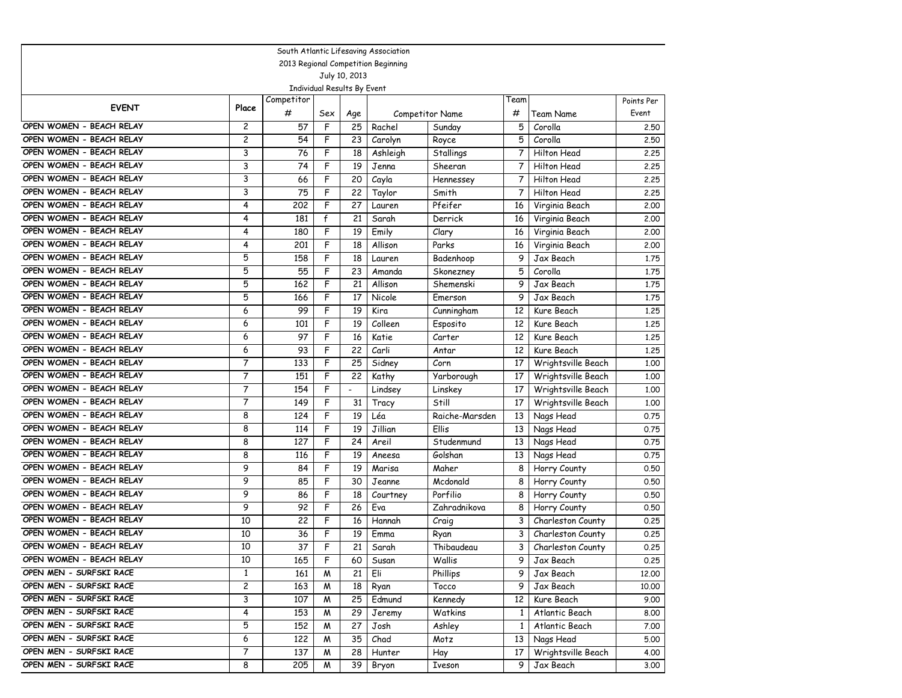South Atlantic Lifesaving Association

2013 Regional Competition Beginning

July 10, 2013

Individual Results By Event

| EVENT | Place | Competitor # | Sex | Age | Competitor Name | | Team # | Team Name | Points Per Event |
|---|---|---|---|---|---|---|---|---|---|
| OPEN WOMEN - BEACH RELAY | 2 | 57 | F | 25 | Rachel | Sunday | 5 | Corolla | 2.50 |
| OPEN WOMEN - BEACH RELAY | 2 | 54 | F | 23 | Carolyn | Royce | 5 | Corolla | 2.50 |
| OPEN WOMEN - BEACH RELAY | 3 | 76 | F | 18 | Ashleigh | Stallings | 7 | Hilton Head | 2.25 |
| OPEN WOMEN - BEACH RELAY | 3 | 74 | F | 19 | Jenna | Sheeran | 7 | Hilton Head | 2.25 |
| OPEN WOMEN - BEACH RELAY | 3 | 66 | F | 20 | Cayla | Hennessey | 7 | Hilton Head | 2.25 |
| OPEN WOMEN - BEACH RELAY | 3 | 75 | F | 22 | Taylor | Smith | 7 | Hilton Head | 2.25 |
| OPEN WOMEN - BEACH RELAY | 4 | 202 | F | 27 | Lauren | Pfeifer | 16 | Virginia Beach | 2.00 |
| OPEN WOMEN - BEACH RELAY | 4 | 181 | f | 21 | Sarah | Derrick | 16 | Virginia Beach | 2.00 |
| OPEN WOMEN - BEACH RELAY | 4 | 180 | F | 19 | Emily | Clary | 16 | Virginia Beach | 2.00 |
| OPEN WOMEN - BEACH RELAY | 4 | 201 | F | 18 | Allison | Parks | 16 | Virginia Beach | 2.00 |
| OPEN WOMEN - BEACH RELAY | 5 | 158 | F | 18 | Lauren | Badenhoop | 9 | Jax Beach | 1.75 |
| OPEN WOMEN - BEACH RELAY | 5 | 55 | F | 23 | Amanda | Skonezney | 5 | Corolla | 1.75 |
| OPEN WOMEN - BEACH RELAY | 5 | 162 | F | 21 | Allison | Shemenski | 9 | Jax Beach | 1.75 |
| OPEN WOMEN - BEACH RELAY | 5 | 166 | F | 17 | Nicole | Emerson | 9 | Jax Beach | 1.75 |
| OPEN WOMEN - BEACH RELAY | 6 | 99 | F | 19 | Kira | Cunningham | 12 | Kure Beach | 1.25 |
| OPEN WOMEN - BEACH RELAY | 6 | 101 | F | 19 | Colleen | Esposito | 12 | Kure Beach | 1.25 |
| OPEN WOMEN - BEACH RELAY | 6 | 97 | F | 16 | Katie | Carter | 12 | Kure Beach | 1.25 |
| OPEN WOMEN - BEACH RELAY | 6 | 93 | F | 22 | Carli | Antar | 12 | Kure Beach | 1.25 |
| OPEN WOMEN - BEACH RELAY | 7 | 133 | F | 25 | Sidney | Corn | 17 | Wrightsville Beach | 1.00 |
| OPEN WOMEN - BEACH RELAY | 7 | 151 | F | 22 | Kathy | Yarborough | 17 | Wrightsville Beach | 1.00 |
| OPEN WOMEN - BEACH RELAY | 7 | 154 | F | - | Lindsey | Linskey | 17 | Wrightsville Beach | 1.00 |
| OPEN WOMEN - BEACH RELAY | 7 | 149 | F | 31 | Tracy | Still | 17 | Wrightsville Beach | 1.00 |
| OPEN WOMEN - BEACH RELAY | 8 | 124 | F | 19 | Léa | Raiche-Marsden | 13 | Nags Head | 0.75 |
| OPEN WOMEN - BEACH RELAY | 8 | 114 | F | 19 | Jillian | Ellis | 13 | Nags Head | 0.75 |
| OPEN WOMEN - BEACH RELAY | 8 | 127 | F | 24 | Areil | Studenmund | 13 | Nags Head | 0.75 |
| OPEN WOMEN - BEACH RELAY | 8 | 116 | F | 19 | Aneesa | Golshan | 13 | Nags Head | 0.75 |
| OPEN WOMEN - BEACH RELAY | 9 | 84 | F | 19 | Marisa | Maher | 8 | Horry County | 0.50 |
| OPEN WOMEN - BEACH RELAY | 9 | 85 | F | 30 | Jeanne | Mcdonald | 8 | Horry County | 0.50 |
| OPEN WOMEN - BEACH RELAY | 9 | 86 | F | 18 | Courtney | Porfilio | 8 | Horry County | 0.50 |
| OPEN WOMEN - BEACH RELAY | 9 | 92 | F | 26 | Eva | Zahradnikova | 8 | Horry County | 0.50 |
| OPEN WOMEN - BEACH RELAY | 10 | 22 | F | 16 | Hannah | Craig | 3 | Charleston County | 0.25 |
| OPEN WOMEN - BEACH RELAY | 10 | 36 | F | 19 | Emma | Ryan | 3 | Charleston County | 0.25 |
| OPEN WOMEN - BEACH RELAY | 10 | 37 | F | 21 | Sarah | Thibaudeau | 3 | Charleston County | 0.25 |
| OPEN WOMEN - BEACH RELAY | 10 | 165 | F | 60 | Susan | Wallis | 9 | Jax Beach | 0.25 |
| OPEN MEN - SURFSKI RACE | 1 | 161 | M | 21 | Eli | Phillips | 9 | Jax Beach | 12.00 |
| OPEN MEN - SURFSKI RACE | 2 | 163 | M | 18 | Ryan | Tocco | 9 | Jax Beach | 10.00 |
| OPEN MEN - SURFSKI RACE | 3 | 107 | M | 25 | Edmund | Kennedy | 12 | Kure Beach | 9.00 |
| OPEN MEN - SURFSKI RACE | 4 | 153 | M | 29 | Jeremy | Watkins | 1 | Atlantic Beach | 8.00 |
| OPEN MEN - SURFSKI RACE | 5 | 152 | M | 27 | Josh | Ashley | 1 | Atlantic Beach | 7.00 |
| OPEN MEN - SURFSKI RACE | 6 | 122 | M | 35 | Chad | Motz | 13 | Nags Head | 5.00 |
| OPEN MEN - SURFSKI RACE | 7 | 137 | M | 28 | Hunter | Hay | 17 | Wrightsville Beach | 4.00 |
| OPEN MEN - SURFSKI RACE | 8 | 205 | M | 39 | Bryon | Iveson | 9 | Jax Beach | 3.00 |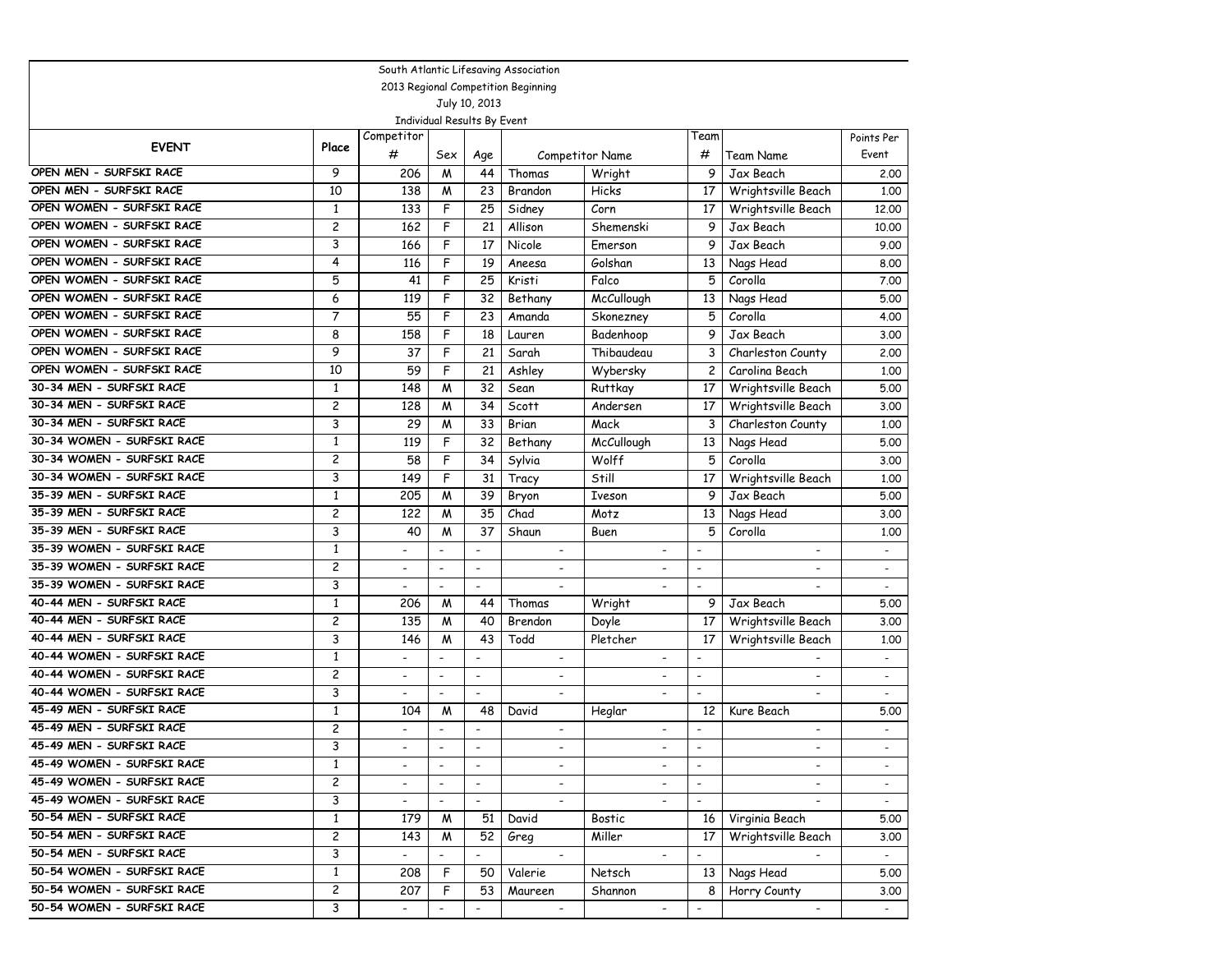South Atlantic Lifesaving Association

2013 Regional Competition Beginning

July 10, 2013

Individual Results By Event

| EVENT | Place | Competitor # | Sex | Age | Competitor Name | | Team # | Team Name | Points Per Event |
|---|---|---|---|---|---|---|---|---|---|
| OPEN MEN - SURFSKI RACE | 9 | 206 | M | 44 | Thomas | Wright | 9 | Jax Beach | 2.00 |
| OPEN MEN - SURFSKI RACE | 10 | 138 | M | 23 | Brandon | Hicks | 17 | Wrightsville Beach | 1.00 |
| OPEN WOMEN - SURFSKI RACE | 1 | 133 | F | 25 | Sidney | Corn | 17 | Wrightsville Beach | 12.00 |
| OPEN WOMEN - SURFSKI RACE | 2 | 162 | F | 21 | Allison | Shemenski | 9 | Jax Beach | 10.00 |
| OPEN WOMEN - SURFSKI RACE | 3 | 166 | F | 17 | Nicole | Emerson | 9 | Jax Beach | 9.00 |
| OPEN WOMEN - SURFSKI RACE | 4 | 116 | F | 19 | Aneesa | Golshan | 13 | Nags Head | 8.00 |
| OPEN WOMEN - SURFSKI RACE | 5 | 41 | F | 25 | Kristi | Falco | 5 | Corolla | 7.00 |
| OPEN WOMEN - SURFSKI RACE | 6 | 119 | F | 32 | Bethany | McCullough | 13 | Nags Head | 5.00 |
| OPEN WOMEN - SURFSKI RACE | 7 | 55 | F | 23 | Amanda | Skonezney | 5 | Corolla | 4.00 |
| OPEN WOMEN - SURFSKI RACE | 8 | 158 | F | 18 | Lauren | Badenhoop | 9 | Jax Beach | 3.00 |
| OPEN WOMEN - SURFSKI RACE | 9 | 37 | F | 21 | Sarah | Thibaudeau | 3 | Charleston County | 2.00 |
| OPEN WOMEN - SURFSKI RACE | 10 | 59 | F | 21 | Ashley | Wybersky | 2 | Carolina Beach | 1.00 |
| 30-34 MEN - SURFSKI RACE | 1 | 148 | M | 32 | Sean | Ruttkay | 17 | Wrightsville Beach | 5.00 |
| 30-34 MEN - SURFSKI RACE | 2 | 128 | M | 34 | Scott | Andersen | 17 | Wrightsville Beach | 3.00 |
| 30-34 MEN - SURFSKI RACE | 3 | 29 | M | 33 | Brian | Mack | 3 | Charleston County | 1.00 |
| 30-34 WOMEN - SURFSKI RACE | 1 | 119 | F | 32 | Bethany | McCullough | 13 | Nags Head | 5.00 |
| 30-34 WOMEN - SURFSKI RACE | 2 | 58 | F | 34 | Sylvia | Wolff | 5 | Corolla | 3.00 |
| 30-34 WOMEN - SURFSKI RACE | 3 | 149 | F | 31 | Tracy | Still | 17 | Wrightsville Beach | 1.00 |
| 35-39 MEN - SURFSKI RACE | 1 | 205 | M | 39 | Bryon | Iveson | 9 | Jax Beach | 5.00 |
| 35-39 MEN - SURFSKI RACE | 2 | 122 | M | 35 | Chad | Motz | 13 | Nags Head | 3.00 |
| 35-39 MEN - SURFSKI RACE | 3 | 40 | M | 37 | Shaun | Buen | 5 | Corolla | 1.00 |
| 35-39 WOMEN - SURFSKI RACE | 1 | - | - | - | - | - | - | - | - |
| 35-39 WOMEN - SURFSKI RACE | 2 | - | - | - | - | - | - | - | - |
| 35-39 WOMEN - SURFSKI RACE | 3 | - | - | - | - | - | - | - | - |
| 40-44 MEN - SURFSKI RACE | 1 | 206 | M | 44 | Thomas | Wright | 9 | Jax Beach | 5.00 |
| 40-44 MEN - SURFSKI RACE | 2 | 135 | M | 40 | Brendon | Doyle | 17 | Wrightsville Beach | 3.00 |
| 40-44 MEN - SURFSKI RACE | 3 | 146 | M | 43 | Todd | Pletcher | 17 | Wrightsville Beach | 1.00 |
| 40-44 WOMEN - SURFSKI RACE | 1 | - | - | - | - | - | - | - | - |
| 40-44 WOMEN - SURFSKI RACE | 2 | - | - | - | - | - | - | - | - |
| 40-44 WOMEN - SURFSKI RACE | 3 | - | - | - | - | - | - | - | - |
| 45-49 MEN - SURFSKI RACE | 1 | 104 | M | 48 | David | Heglar | 12 | Kure Beach | 5.00 |
| 45-49 MEN - SURFSKI RACE | 2 | - | - | - | - | - | - | - | - |
| 45-49 MEN - SURFSKI RACE | 3 | - | - | - | - | - | - | - | - |
| 45-49 WOMEN - SURFSKI RACE | 1 | - | - | - | - | - | - | - | - |
| 45-49 WOMEN - SURFSKI RACE | 2 | - | - | - | - | - | - | - | - |
| 45-49 WOMEN - SURFSKI RACE | 3 | - | - | - | - | - | - | - | - |
| 50-54 MEN - SURFSKI RACE | 1 | 179 | M | 51 | David | Bostic | 16 | Virginia Beach | 5.00 |
| 50-54 MEN - SURFSKI RACE | 2 | 143 | M | 52 | Greg | Miller | 17 | Wrightsville Beach | 3.00 |
| 50-54 MEN - SURFSKI RACE | 3 | - | - | - | - | - | - | - | - |
| 50-54 WOMEN - SURFSKI RACE | 1 | 208 | F | 50 | Valerie | Netsch | 13 | Nags Head | 5.00 |
| 50-54 WOMEN - SURFSKI RACE | 2 | 207 | F | 53 | Maureen | Shannon | 8 | Horry County | 3.00 |
| 50-54 WOMEN - SURFSKI RACE | 3 | - | - | - | - | - | - | - | - |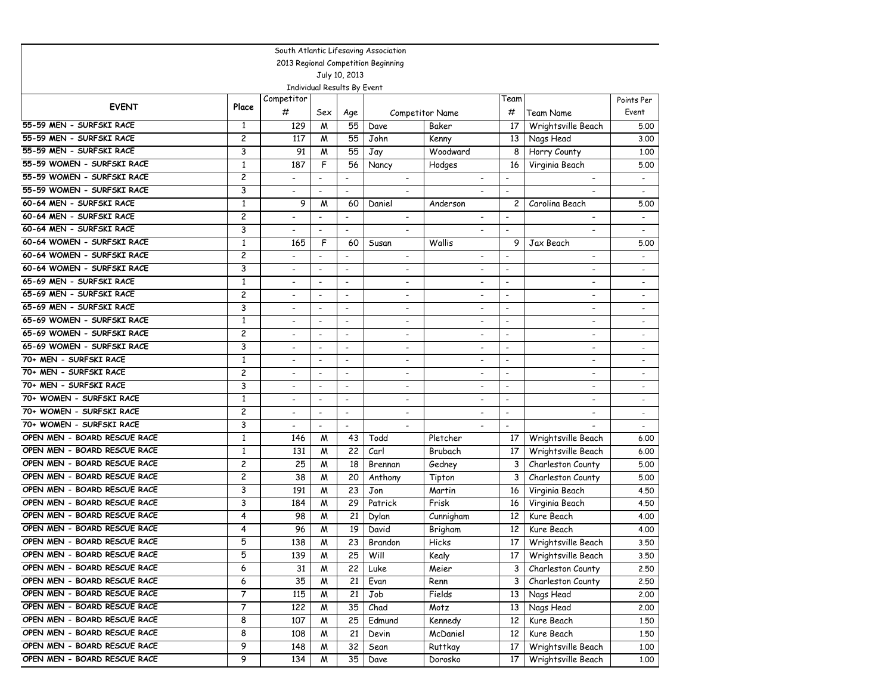South Atlantic Lifesaving Association

2013 Regional Competition Beginning

July 10, 2013

Individual Results By Event

| EVENT | Place | Competitor # | Sex | Age | Competitor Name | | Team # | Team Name | Points Per Event |
|---|---|---|---|---|---|---|---|---|---|
| 55-59 MEN - SURFSKI RACE | 1 | 129 | M | 55 | Dave | Baker | 17 | Wrightsville Beach | 5.00 |
| 55-59 MEN - SURFSKI RACE | 2 | 117 | M | 55 | John | Kenny | 13 | Nags Head | 3.00 |
| 55-59 MEN - SURFSKI RACE | 3 | 91 | M | 55 | Jay | Woodward | 8 | Horry County | 1.00 |
| 55-59 WOMEN - SURFSKI RACE | 1 | 187 | F | 56 | Nancy | Hodges | 16 | Virginia Beach | 5.00 |
| 55-59 WOMEN - SURFSKI RACE | 2 | - | - | - | - | - | - | - | - |
| 55-59 WOMEN - SURFSKI RACE | 3 | - | - | - | - | - | - | - | - |
| 60-64 MEN - SURFSKI RACE | 1 | 9 | M | 60 | Daniel | Anderson | 2 | Carolina Beach | 5.00 |
| 60-64 MEN - SURFSKI RACE | 2 | - | - | - | - | - | - | - | - |
| 60-64 MEN - SURFSKI RACE | 3 | - | - | - | - | - | - | - | - |
| 60-64 WOMEN - SURFSKI RACE | 1 | 165 | F | 60 | Susan | Wallis | 9 | Jax Beach | 5.00 |
| 60-64 WOMEN - SURFSKI RACE | 2 | - | - | - | - | - | - | - | - |
| 60-64 WOMEN - SURFSKI RACE | 3 | - | - | - | - | - | - | - | - |
| 65-69 MEN - SURFSKI RACE | 1 | - | - | - | - | - | - | - | - |
| 65-69 MEN - SURFSKI RACE | 2 | - | - | - | - | - | - | - | - |
| 65-69 MEN - SURFSKI RACE | 3 | - | - | - | - | - | - | - | - |
| 65-69 WOMEN - SURFSKI RACE | 1 | - | - | - | - | - | - | - | - |
| 65-69 WOMEN - SURFSKI RACE | 2 | - | - | - | - | - | - | - | - |
| 65-69 WOMEN - SURFSKI RACE | 3 | - | - | - | - | - | - | - | - |
| 70+ MEN - SURFSKI RACE | 1 | - | - | - | - | - | - | - | - |
| 70+ MEN - SURFSKI RACE | 2 | - | - | - | - | - | - | - | - |
| 70+ MEN - SURFSKI RACE | 3 | - | - | - | - | - | - | - | - |
| 70+ WOMEN - SURFSKI RACE | 1 | - | - | - | - | - | - | - | - |
| 70+ WOMEN - SURFSKI RACE | 2 | - | - | - | - | - | - | - | - |
| 70+ WOMEN - SURFSKI RACE | 3 | - | - | - | - | - | - | - | - |
| OPEN MEN - BOARD RESCUE RACE | 1 | 146 | M | 43 | Todd | Pletcher | 17 | Wrightsville Beach | 6.00 |
| OPEN MEN - BOARD RESCUE RACE | 1 | 131 | M | 22 | Carl | Brubach | 17 | Wrightsville Beach | 6.00 |
| OPEN MEN - BOARD RESCUE RACE | 2 | 25 | M | 18 | Brennan | Gedney | 3 | Charleston County | 5.00 |
| OPEN MEN - BOARD RESCUE RACE | 2 | 38 | M | 20 | Anthony | Tipton | 3 | Charleston County | 5.00 |
| OPEN MEN - BOARD RESCUE RACE | 3 | 191 | M | 23 | Jon | Martin | 16 | Virginia Beach | 4.50 |
| OPEN MEN - BOARD RESCUE RACE | 3 | 184 | M | 29 | Patrick | Frisk | 16 | Virginia Beach | 4.50 |
| OPEN MEN - BOARD RESCUE RACE | 4 | 98 | M | 21 | Dylan | Cunnigham | 12 | Kure Beach | 4.00 |
| OPEN MEN - BOARD RESCUE RACE | 4 | 96 | M | 19 | David | Brigham | 12 | Kure Beach | 4.00 |
| OPEN MEN - BOARD RESCUE RACE | 5 | 138 | M | 23 | Brandon | Hicks | 17 | Wrightsville Beach | 3.50 |
| OPEN MEN - BOARD RESCUE RACE | 5 | 139 | M | 25 | Will | Kealy | 17 | Wrightsville Beach | 3.50 |
| OPEN MEN - BOARD RESCUE RACE | 6 | 31 | M | 22 | Luke | Meier | 3 | Charleston County | 2.50 |
| OPEN MEN - BOARD RESCUE RACE | 6 | 35 | M | 21 | Evan | Renn | 3 | Charleston County | 2.50 |
| OPEN MEN - BOARD RESCUE RACE | 7 | 115 | M | 21 | Job | Fields | 13 | Nags Head | 2.00 |
| OPEN MEN - BOARD RESCUE RACE | 7 | 122 | M | 35 | Chad | Motz | 13 | Nags Head | 2.00 |
| OPEN MEN - BOARD RESCUE RACE | 8 | 107 | M | 25 | Edmund | Kennedy | 12 | Kure Beach | 1.50 |
| OPEN MEN - BOARD RESCUE RACE | 8 | 108 | M | 21 | Devin | McDaniel | 12 | Kure Beach | 1.50 |
| OPEN MEN - BOARD RESCUE RACE | 9 | 148 | M | 32 | Sean | Ruttkay | 17 | Wrightsville Beach | 1.00 |
| OPEN MEN - BOARD RESCUE RACE | 9 | 134 | M | 35 | Dave | Dorosko | 17 | Wrightsville Beach | 1.00 |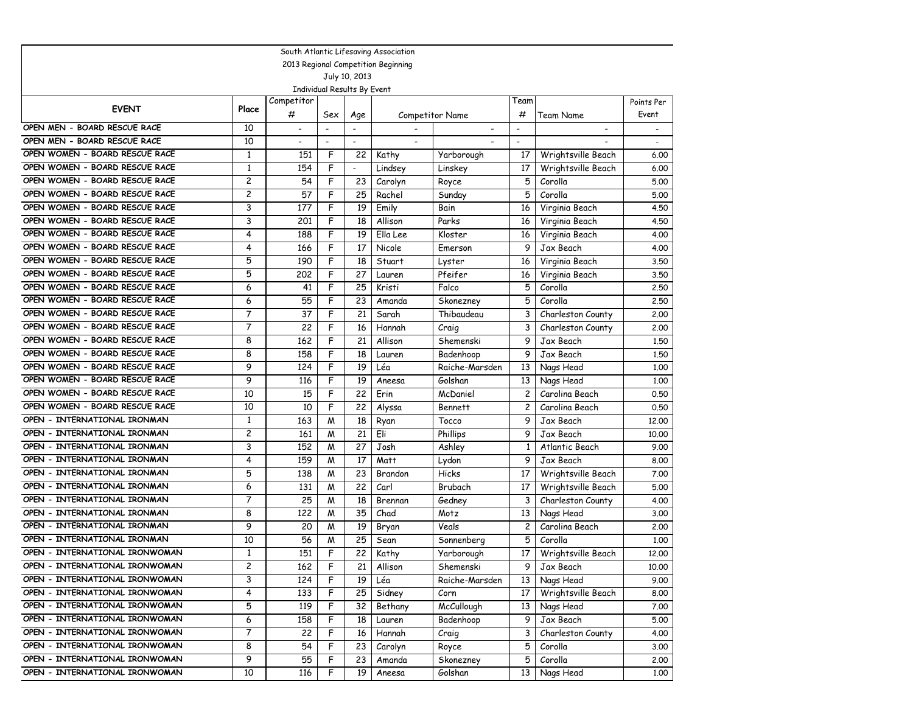South Atlantic Lifesaving Association

2013 Regional Competition Beginning

July 10, 2013

Individual Results By Event

| EVENT | Place | Competitor # | Sex | Age | Competitor Name | | Team # | Team Name | Points Per Event |
|---|---|---|---|---|---|---|---|---|---|
| OPEN MEN - BOARD RESCUE RACE | 10 | - | - | - | - | - | - | - | - |
| OPEN MEN - BOARD RESCUE RACE | 10 | - | - | - | - | - | - | - | - |
| OPEN WOMEN - BOARD RESCUE RACE | 1 | 151 | F | 22 | Kathy | Yarborough | 17 | Wrightsville Beach | 6.00 |
| OPEN WOMEN - BOARD RESCUE RACE | 1 | 154 | F | - | Lindsey | Linskey | 17 | Wrightsville Beach | 6.00 |
| OPEN WOMEN - BOARD RESCUE RACE | 2 | 54 | F | 23 | Carolyn | Royce | 5 | Corolla | 5.00 |
| OPEN WOMEN - BOARD RESCUE RACE | 2 | 57 | F | 25 | Rachel | Sunday | 5 | Corolla | 5.00 |
| OPEN WOMEN - BOARD RESCUE RACE | 3 | 177 | F | 19 | Emily | Bain | 16 | Virginia Beach | 4.50 |
| OPEN WOMEN - BOARD RESCUE RACE | 3 | 201 | F | 18 | Allison | Parks | 16 | Virginia Beach | 4.50 |
| OPEN WOMEN - BOARD RESCUE RACE | 4 | 188 | F | 19 | Ella Lee | Kloster | 16 | Virginia Beach | 4.00 |
| OPEN WOMEN - BOARD RESCUE RACE | 4 | 166 | F | 17 | Nicole | Emerson | 9 | Jax Beach | 4.00 |
| OPEN WOMEN - BOARD RESCUE RACE | 5 | 190 | F | 18 | Stuart | Lyster | 16 | Virginia Beach | 3.50 |
| OPEN WOMEN - BOARD RESCUE RACE | 5 | 202 | F | 27 | Lauren | Pfeifer | 16 | Virginia Beach | 3.50 |
| OPEN WOMEN - BOARD RESCUE RACE | 6 | 41 | F | 25 | Kristi | Falco | 5 | Corolla | 2.50 |
| OPEN WOMEN - BOARD RESCUE RACE | 6 | 55 | F | 23 | Amanda | Skonezney | 5 | Corolla | 2.50 |
| OPEN WOMEN - BOARD RESCUE RACE | 7 | 37 | F | 21 | Sarah | Thibaudeau | 3 | Charleston County | 2.00 |
| OPEN WOMEN - BOARD RESCUE RACE | 7 | 22 | F | 16 | Hannah | Craig | 3 | Charleston County | 2.00 |
| OPEN WOMEN - BOARD RESCUE RACE | 8 | 162 | F | 21 | Allison | Shemenski | 9 | Jax Beach | 1.50 |
| OPEN WOMEN - BOARD RESCUE RACE | 8 | 158 | F | 18 | Lauren | Badenhoop | 9 | Jax Beach | 1.50 |
| OPEN WOMEN - BOARD RESCUE RACE | 9 | 124 | F | 19 | Léa | Raiche-Marsden | 13 | Nags Head | 1.00 |
| OPEN WOMEN - BOARD RESCUE RACE | 9 | 116 | F | 19 | Aneesa | Golshan | 13 | Nags Head | 1.00 |
| OPEN WOMEN - BOARD RESCUE RACE | 10 | 15 | F | 22 | Erin | McDaniel | 2 | Carolina Beach | 0.50 |
| OPEN WOMEN - BOARD RESCUE RACE | 10 | 10 | F | 22 | Alyssa | Bennett | 2 | Carolina Beach | 0.50 |
| OPEN - INTERNATIONAL IRONMAN | 1 | 163 | M | 18 | Ryan | Tocco | 9 | Jax Beach | 12.00 |
| OPEN - INTERNATIONAL IRONMAN | 2 | 161 | M | 21 | Eli | Phillips | 9 | Jax Beach | 10.00 |
| OPEN - INTERNATIONAL IRONMAN | 3 | 152 | M | 27 | Josh | Ashley | 1 | Atlantic Beach | 9.00 |
| OPEN - INTERNATIONAL IRONMAN | 4 | 159 | M | 17 | Matt | Lydon | 9 | Jax Beach | 8.00 |
| OPEN - INTERNATIONAL IRONMAN | 5 | 138 | M | 23 | Brandon | Hicks | 17 | Wrightsville Beach | 7.00 |
| OPEN - INTERNATIONAL IRONMAN | 6 | 131 | M | 22 | Carl | Brubach | 17 | Wrightsville Beach | 5.00 |
| OPEN - INTERNATIONAL IRONMAN | 7 | 25 | M | 18 | Brennan | Gedney | 3 | Charleston County | 4.00 |
| OPEN - INTERNATIONAL IRONMAN | 8 | 122 | M | 35 | Chad | Motz | 13 | Nags Head | 3.00 |
| OPEN - INTERNATIONAL IRONMAN | 9 | 20 | M | 19 | Bryan | Veals | 2 | Carolina Beach | 2.00 |
| OPEN - INTERNATIONAL IRONMAN | 10 | 56 | M | 25 | Sean | Sonnenberg | 5 | Corolla | 1.00 |
| OPEN - INTERNATIONAL IRONWOMAN | 1 | 151 | F | 22 | Kathy | Yarborough | 17 | Wrightsville Beach | 12.00 |
| OPEN - INTERNATIONAL IRONWOMAN | 2 | 162 | F | 21 | Allison | Shemenski | 9 | Jax Beach | 10.00 |
| OPEN - INTERNATIONAL IRONWOMAN | 3 | 124 | F | 19 | Léa | Raiche-Marsden | 13 | Nags Head | 9.00 |
| OPEN - INTERNATIONAL IRONWOMAN | 4 | 133 | F | 25 | Sidney | Corn | 17 | Wrightsville Beach | 8.00 |
| OPEN - INTERNATIONAL IRONWOMAN | 5 | 119 | F | 32 | Bethany | McCullough | 13 | Nags Head | 7.00 |
| OPEN - INTERNATIONAL IRONWOMAN | 6 | 158 | F | 18 | Lauren | Badenhoop | 9 | Jax Beach | 5.00 |
| OPEN - INTERNATIONAL IRONWOMAN | 7 | 22 | F | 16 | Hannah | Craig | 3 | Charleston County | 4.00 |
| OPEN - INTERNATIONAL IRONWOMAN | 8 | 54 | F | 23 | Carolyn | Royce | 5 | Corolla | 3.00 |
| OPEN - INTERNATIONAL IRONWOMAN | 9 | 55 | F | 23 | Amanda | Skonezney | 5 | Corolla | 2.00 |
| OPEN - INTERNATIONAL IRONWOMAN | 10 | 116 | F | 19 | Aneesa | Golshan | 13 | Nags Head | 1.00 |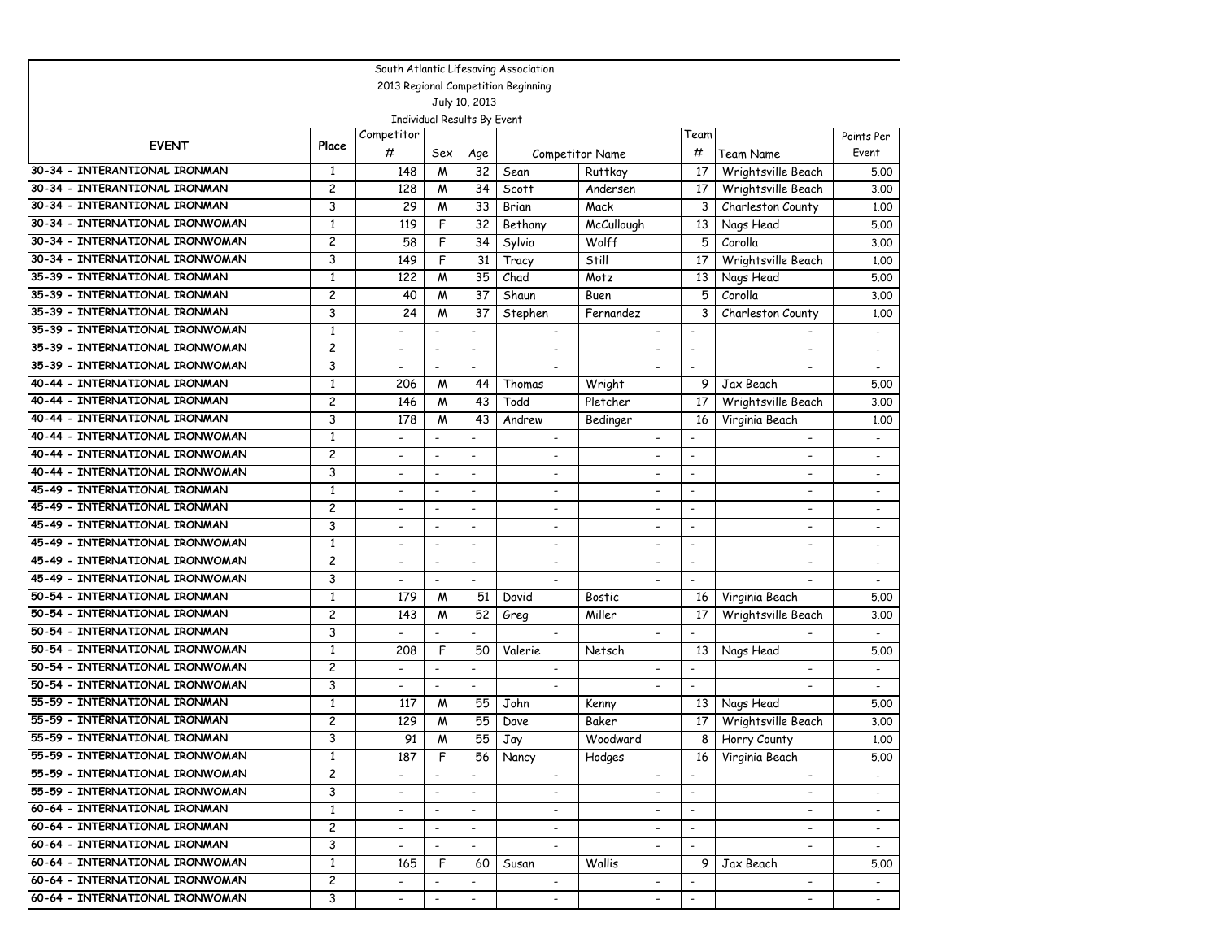South Atlantic Lifesaving Association
2013 Regional Competition Beginning
July 10, 2013
Individual Results By Event

| EVENT | Place | Competitor # | Sex | Age | Competitor Name | | Team # | Team Name | Points Per Event |
|---|---|---|---|---|---|---|---|---|---|
| 30-34 - INTERANTIONAL IRONMAN | 1 | 148 | M | 32 | Sean | Ruttkay | 17 | Wrightsville Beach | 5.00 |
| 30-34 - INTERANTIONAL IRONMAN | 2 | 128 | M | 34 | Scott | Andersen | 17 | Wrightsville Beach | 3.00 |
| 30-34 - INTERANTIONAL IRONMAN | 3 | 29 | M | 33 | Brian | Mack | 3 | Charleston County | 1.00 |
| 30-34 - INTERNATIONAL IRONWOMAN | 1 | 119 | F | 32 | Bethany | McCullough | 13 | Nags Head | 5.00 |
| 30-34 - INTERNATIONAL IRONWOMAN | 2 | 58 | F | 34 | Sylvia | Wolff | 5 | Corolla | 3.00 |
| 30-34 - INTERNATIONAL IRONWOMAN | 3 | 149 | F | 31 | Tracy | Still | 17 | Wrightsville Beach | 1.00 |
| 35-39 - INTERNATIONAL IRONMAN | 1 | 122 | M | 35 | Chad | Motz | 13 | Nags Head | 5.00 |
| 35-39 - INTERNATIONAL IRONMAN | 2 | 40 | M | 37 | Shaun | Buen | 5 | Corolla | 3.00 |
| 35-39 - INTERNATIONAL IRONMAN | 3 | 24 | M | 37 | Stephen | Fernandez | 3 | Charleston County | 1.00 |
| 35-39 - INTERNATIONAL IRONWOMAN | 1 | - | - | - | - | - | - | - | - |
| 35-39 - INTERNATIONAL IRONWOMAN | 2 | - | - | - | - | - | - | - | - |
| 35-39 - INTERNATIONAL IRONWOMAN | 3 | - | - | - | - | - | - | - | - |
| 40-44 - INTERNATIONAL IRONMAN | 1 | 206 | M | 44 | Thomas | Wright | 9 | Jax Beach | 5.00 |
| 40-44 - INTERNATIONAL IRONMAN | 2 | 146 | M | 43 | Todd | Pletcher | 17 | Wrightsville Beach | 3.00 |
| 40-44 - INTERNATIONAL IRONMAN | 3 | 178 | M | 43 | Andrew | Bedinger | 16 | Virginia Beach | 1.00 |
| 40-44 - INTERNATIONAL IRONWOMAN | 1 | - | - | - | - | - | - | - | - |
| 40-44 - INTERNATIONAL IRONWOMAN | 2 | - | - | - | - | - | - | - | - |
| 40-44 - INTERNATIONAL IRONWOMAN | 3 | - | - | - | - | - | - | - | - |
| 45-49 - INTERNATIONAL IRONMAN | 1 | - | - | - | - | - | - | - | - |
| 45-49 - INTERNATIONAL IRONMAN | 2 | - | - | - | - | - | - | - | - |
| 45-49 - INTERNATIONAL IRONMAN | 3 | - | - | - | - | - | - | - | - |
| 45-49 - INTERNATIONAL IRONWOMAN | 1 | - | - | - | - | - | - | - | - |
| 45-49 - INTERNATIONAL IRONWOMAN | 2 | - | - | - | - | - | - | - | - |
| 45-49 - INTERNATIONAL IRONWOMAN | 3 | - | - | - | - | - | - | - | - |
| 50-54 - INTERNATIONAL IRONMAN | 1 | 179 | M | 51 | David | Bostic | 16 | Virginia Beach | 5.00 |
| 50-54 - INTERNATIONAL IRONMAN | 2 | 143 | M | 52 | Greg | Miller | 17 | Wrightsville Beach | 3.00 |
| 50-54 - INTERNATIONAL IRONMAN | 3 | - | - | - | - | - | - | - | - |
| 50-54 - INTERNATIONAL IRONWOMAN | 1 | 208 | F | 50 | Valerie | Netsch | 13 | Nags Head | 5.00 |
| 50-54 - INTERNATIONAL IRONWOMAN | 2 | - | - | - | - | - | - | - | - |
| 50-54 - INTERNATIONAL IRONWOMAN | 3 | - | - | - | - | - | - | - | - |
| 55-59 - INTERNATIONAL IRONMAN | 1 | 117 | M | 55 | John | Kenny | 13 | Nags Head | 5.00 |
| 55-59 - INTERNATIONAL IRONMAN | 2 | 129 | M | 55 | Dave | Baker | 17 | Wrightsville Beach | 3.00 |
| 55-59 - INTERNATIONAL IRONMAN | 3 | 91 | M | 55 | Jay | Woodward | 8 | Horry County | 1.00 |
| 55-59 - INTERNATIONAL IRONWOMAN | 1 | 187 | F | 56 | Nancy | Hodges | 16 | Virginia Beach | 5.00 |
| 55-59 - INTERNATIONAL IRONWOMAN | 2 | - | - | - | - | - | - | - | - |
| 55-59 - INTERNATIONAL IRONWOMAN | 3 | - | - | - | - | - | - | - | - |
| 60-64 - INTERNATIONAL IRONMAN | 1 | - | - | - | - | - | - | - | - |
| 60-64 - INTERNATIONAL IRONMAN | 2 | - | - | - | - | - | - | - | - |
| 60-64 - INTERNATIONAL IRONMAN | 3 | - | - | - | - | - | - | - | - |
| 60-64 - INTERNATIONAL IRONWOMAN | 1 | 165 | F | 60 | Susan | Wallis | 9 | Jax Beach | 5.00 |
| 60-64 - INTERNATIONAL IRONWOMAN | 2 | - | - | - | - | - | - | - | - |
| 60-64 - INTERNATIONAL IRONWOMAN | 3 | - | - | - | - | - | - | - | - |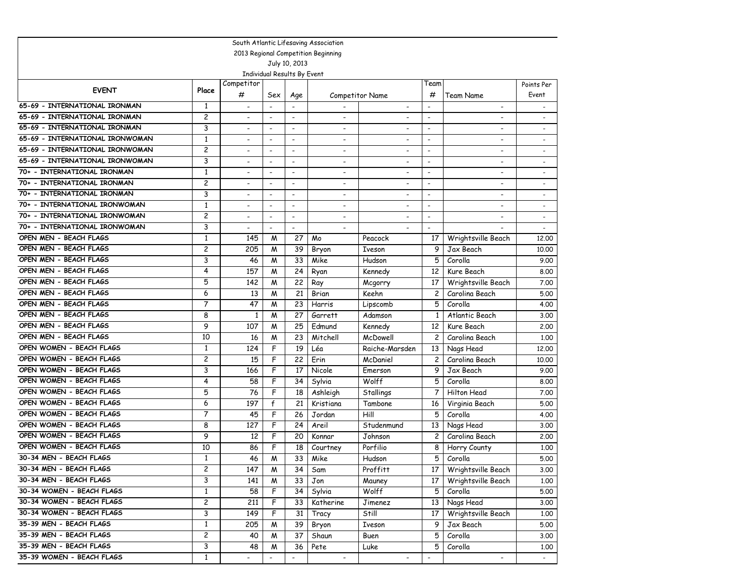South Atlantic Lifesaving Association
2013 Regional Competition Beginning
July 10, 2013
Individual Results By Event

| EVENT | Place | Competitor # | Sex | Age | Competitor Name | | Team # | Team Name | Points Per Event |
|---|---|---|---|---|---|---|---|---|---|
| 65-69 - INTERNATIONAL IRONMAN | 1 | - | - | - | - | - | - | - | - |
| 65-69 - INTERNATIONAL IRONMAN | 2 | - | - | - | - | - | - | - | - |
| 65-69 - INTERNATIONAL IRONMAN | 3 | - | - | - | - | - | - | - | - |
| 65-69 - INTERNATIONAL IRONWOMAN | 1 | - | - | - | - | - | - | - | - |
| 65-69 - INTERNATIONAL IRONWOMAN | 2 | - | - | - | - | - | - | - | - |
| 65-69 - INTERNATIONAL IRONWOMAN | 3 | - | - | - | - | - | - | - | - |
| 70+ - INTERNATIONAL IRONMAN | 1 | - | - | - | - | - | - | - | - |
| 70+ - INTERNATIONAL IRONMAN | 2 | - | - | - | - | - | - | - | - |
| 70+ - INTERNATIONAL IRONMAN | 3 | - | - | - | - | - | - | - | - |
| 70+ - INTERNATIONAL IRONWOMAN | 1 | - | - | - | - | - | - | - | - |
| 70+ - INTERNATIONAL IRONWOMAN | 2 | - | - | - | - | - | - | - | - |
| 70+ - INTERNATIONAL IRONWOMAN | 3 | - | - | - | - | - | - | - | - |
| OPEN MEN - BEACH FLAGS | 1 | 145 | M | 27 | Mo | Peacock | 17 | Wrightsville Beach | 12.00 |
| OPEN MEN - BEACH FLAGS | 2 | 205 | M | 39 | Bryon | Iveson | 9 | Jax Beach | 10.00 |
| OPEN MEN - BEACH FLAGS | 3 | 46 | M | 33 | Mike | Hudson | 5 | Corolla | 9.00 |
| OPEN MEN - BEACH FLAGS | 4 | 157 | M | 24 | Ryan | Kennedy | 12 | Kure Beach | 8.00 |
| OPEN MEN - BEACH FLAGS | 5 | 142 | M | 22 | Ray | Mcgorry | 17 | Wrightsville Beach | 7.00 |
| OPEN MEN - BEACH FLAGS | 6 | 13 | M | 21 | Brian | Keehn | 2 | Carolina Beach | 5.00 |
| OPEN MEN - BEACH FLAGS | 7 | 47 | M | 23 | Harris | Lipscomb | 5 | Corolla | 4.00 |
| OPEN MEN - BEACH FLAGS | 8 | 1 | M | 27 | Garrett | Adamson | 1 | Atlantic Beach | 3.00 |
| OPEN MEN - BEACH FLAGS | 9 | 107 | M | 25 | Edmund | Kennedy | 12 | Kure Beach | 2.00 |
| OPEN MEN - BEACH FLAGS | 10 | 16 | M | 23 | Mitchell | McDowell | 2 | Carolina Beach | 1.00 |
| OPEN WOMEN - BEACH FLAGS | 1 | 124 | F | 19 | Léa | Raiche-Marsden | 13 | Nags Head | 12.00 |
| OPEN WOMEN - BEACH FLAGS | 2 | 15 | F | 22 | Erin | McDaniel | 2 | Carolina Beach | 10.00 |
| OPEN WOMEN - BEACH FLAGS | 3 | 166 | F | 17 | Nicole | Emerson | 9 | Jax Beach | 9.00 |
| OPEN WOMEN - BEACH FLAGS | 4 | 58 | F | 34 | Sylvia | Wolff | 5 | Corolla | 8.00 |
| OPEN WOMEN - BEACH FLAGS | 5 | 76 | F | 18 | Ashleigh | Stallings | 7 | Hilton Head | 7.00 |
| OPEN WOMEN - BEACH FLAGS | 6 | 197 | f | 21 | Kristiana | Tambone | 16 | Virginia Beach | 5.00 |
| OPEN WOMEN - BEACH FLAGS | 7 | 45 | F | 26 | Jordan | Hill | 5 | Corolla | 4.00 |
| OPEN WOMEN - BEACH FLAGS | 8 | 127 | F | 24 | Areil | Studenmund | 13 | Nags Head | 3.00 |
| OPEN WOMEN - BEACH FLAGS | 9 | 12 | F | 20 | Konnar | Johnson | 2 | Carolina Beach | 2.00 |
| OPEN WOMEN - BEACH FLAGS | 10 | 86 | F | 18 | Courtney | Porfilio | 8 | Horry County | 1.00 |
| 30-34 MEN - BEACH FLAGS | 1 | 46 | M | 33 | Mike | Hudson | 5 | Corolla | 5.00 |
| 30-34 MEN - BEACH FLAGS | 2 | 147 | M | 34 | Sam | Proffitt | 17 | Wrightsville Beach | 3.00 |
| 30-34 MEN - BEACH FLAGS | 3 | 141 | M | 33 | Jon | Mauney | 17 | Wrightsville Beach | 1.00 |
| 30-34 WOMEN - BEACH FLAGS | 1 | 58 | F | 34 | Sylvia | Wolff | 5 | Corolla | 5.00 |
| 30-34 WOMEN - BEACH FLAGS | 2 | 211 | F | 33 | Katherine | Jimenez | 13 | Nags Head | 3.00 |
| 30-34 WOMEN - BEACH FLAGS | 3 | 149 | F | 31 | Tracy | Still | 17 | Wrightsville Beach | 1.00 |
| 35-39 MEN - BEACH FLAGS | 1 | 205 | M | 39 | Bryon | Iveson | 9 | Jax Beach | 5.00 |
| 35-39 MEN - BEACH FLAGS | 2 | 40 | M | 37 | Shaun | Buen | 5 | Corolla | 3.00 |
| 35-39 MEN - BEACH FLAGS | 3 | 48 | M | 36 | Pete | Luke | 5 | Corolla | 1.00 |
| 35-39 WOMEN - BEACH FLAGS | 1 | - | - | - | - | - | - | - | - |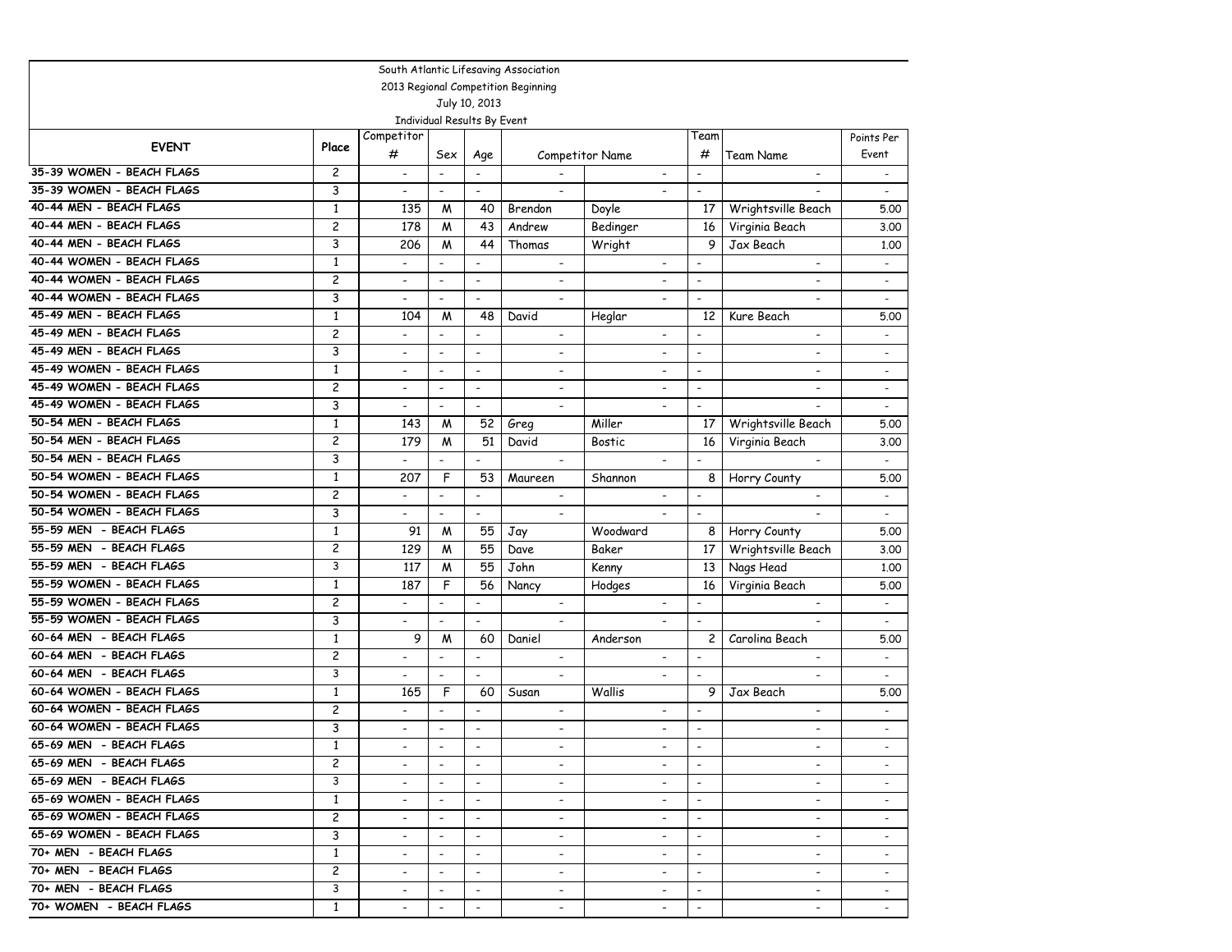South Atlantic Lifesaving Association

2013 Regional Competition Beginning

July 10, 2013

Individual Results By Event

| EVENT | Place | Competitor # | Sex | Age | Competitor Name | | Team # | Team Name | Points Per Event |
|---|---|---|---|---|---|---|---|---|---|
| 35-39 WOMEN - BEACH FLAGS | 2 | - | - | - | - | - | - | - | - |
| 35-39 WOMEN - BEACH FLAGS | 3 | - | - | - | - | - | - | - | - |
| 40-44 MEN - BEACH FLAGS | 1 | 135 | M | 40 | Brendon | Doyle | 17 | Wrightsville Beach | 5.00 |
| 40-44 MEN - BEACH FLAGS | 2 | 178 | M | 43 | Andrew | Bedinger | 16 | Virginia Beach | 3.00 |
| 40-44 MEN - BEACH FLAGS | 3 | 206 | M | 44 | Thomas | Wright | 9 | Jax Beach | 1.00 |
| 40-44 WOMEN - BEACH FLAGS | 1 | - | - | - | - | - | - | - | - |
| 40-44 WOMEN - BEACH FLAGS | 2 | - | - | - | - | - | - | - | - |
| 40-44 WOMEN - BEACH FLAGS | 3 | - | - | - | - | - | - | - | - |
| 45-49 MEN - BEACH FLAGS | 1 | 104 | M | 48 | David | Heglar | 12 | Kure Beach | 5.00 |
| 45-49 MEN - BEACH FLAGS | 2 | - | - | - | - | - | - | - | - |
| 45-49 MEN - BEACH FLAGS | 3 | - | - | - | - | - | - | - | - |
| 45-49 WOMEN - BEACH FLAGS | 1 | - | - | - | - | - | - | - | - |
| 45-49 WOMEN - BEACH FLAGS | 2 | - | - | - | - | - | - | - | - |
| 45-49 WOMEN - BEACH FLAGS | 3 | - | - | - | - | - | - | - | - |
| 50-54 MEN - BEACH FLAGS | 1 | 143 | M | 52 | Greg | Miller | 17 | Wrightsville Beach | 5.00 |
| 50-54 MEN - BEACH FLAGS | 2 | 179 | M | 51 | David | Bostic | 16 | Virginia Beach | 3.00 |
| 50-54 MEN - BEACH FLAGS | 3 | - | - | - | - | - | - | - | - |
| 50-54 WOMEN - BEACH FLAGS | 1 | 207 | F | 53 | Maureen | Shannon | 8 | Horry County | 5.00 |
| 50-54 WOMEN - BEACH FLAGS | 2 | - | - | - | - | - | - | - | - |
| 50-54 WOMEN - BEACH FLAGS | 3 | - | - | - | - | - | - | - | - |
| 55-59 MEN - BEACH FLAGS | 1 | 91 | M | 55 | Jay | Woodward | 8 | Horry County | 5.00 |
| 55-59 MEN - BEACH FLAGS | 2 | 129 | M | 55 | Dave | Baker | 17 | Wrightsville Beach | 3.00 |
| 55-59 MEN - BEACH FLAGS | 3 | 117 | M | 55 | John | Kenny | 13 | Nags Head | 1.00 |
| 55-59 WOMEN - BEACH FLAGS | 1 | 187 | F | 56 | Nancy | Hodges | 16 | Virginia Beach | 5.00 |
| 55-59 WOMEN - BEACH FLAGS | 2 | - | - | - | - | - | - | - | - |
| 55-59 WOMEN - BEACH FLAGS | 3 | - | - | - | - | - | - | - | - |
| 60-64 MEN - BEACH FLAGS | 1 | 9 | M | 60 | Daniel | Anderson | 2 | Carolina Beach | 5.00 |
| 60-64 MEN - BEACH FLAGS | 2 | - | - | - | - | - | - | - | - |
| 60-64 MEN - BEACH FLAGS | 3 | - | - | - | - | - | - | - | - |
| 60-64 WOMEN - BEACH FLAGS | 1 | 165 | F | 60 | Susan | Wallis | 9 | Jax Beach | 5.00 |
| 60-64 WOMEN - BEACH FLAGS | 2 | - | - | - | - | - | - | - | - |
| 60-64 WOMEN - BEACH FLAGS | 3 | - | - | - | - | - | - | - | - |
| 65-69 MEN - BEACH FLAGS | 1 | - | - | - | - | - | - | - | - |
| 65-69 MEN - BEACH FLAGS | 2 | - | - | - | - | - | - | - | - |
| 65-69 MEN - BEACH FLAGS | 3 | - | - | - | - | - | - | - | - |
| 65-69 WOMEN - BEACH FLAGS | 1 | - | - | - | - | - | - | - | - |
| 65-69 WOMEN - BEACH FLAGS | 2 | - | - | - | - | - | - | - | - |
| 65-69 WOMEN - BEACH FLAGS | 3 | - | - | - | - | - | - | - | - |
| 70+ MEN - BEACH FLAGS | 1 | - | - | - | - | - | - | - | - |
| 70+ MEN - BEACH FLAGS | 2 | - | - | - | - | - | - | - | - |
| 70+ MEN - BEACH FLAGS | 3 | - | - | - | - | - | - | - | - |
| 70+ WOMEN - BEACH FLAGS | 1 | - | - | - | - | - | - | - | - |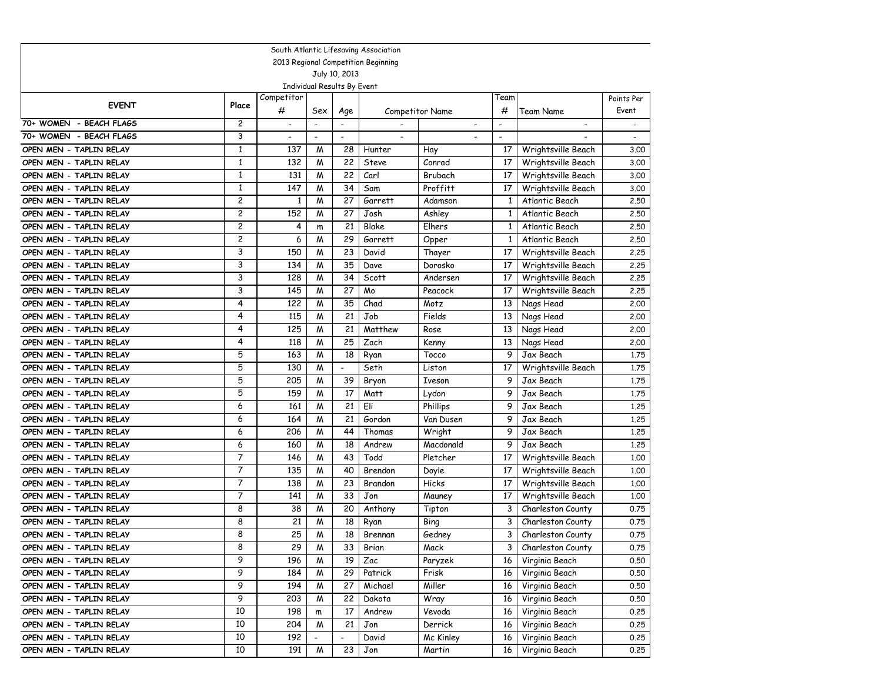South Atlantic Lifesaving Association

2013 Regional Competition Beginning

July 10, 2013

Individual Results By Event

| EVENT | Place | Competitor # | Sex | Age | Competitor Name | | Team # | Team Name | Points Per Event |
|---|---|---|---|---|---|---|---|---|---|
| 70+ WOMEN - BEACH FLAGS | 2 | - | - | - | - | - | - | - | - |
| 70+ WOMEN - BEACH FLAGS | 3 | - | - | - | - | - | - | - | - |
| OPEN MEN - TAPLIN RELAY | 1 | 137 | M | 28 | Hunter | Hay | 17 | Wrightsville Beach | 3.00 |
| OPEN MEN - TAPLIN RELAY | 1 | 132 | M | 22 | Steve | Conrad | 17 | Wrightsville Beach | 3.00 |
| OPEN MEN - TAPLIN RELAY | 1 | 131 | M | 22 | Carl | Brubach | 17 | Wrightsville Beach | 3.00 |
| OPEN MEN - TAPLIN RELAY | 1 | 147 | M | 34 | Sam | Proffitt | 17 | Wrightsville Beach | 3.00 |
| OPEN MEN - TAPLIN RELAY | 2 | 1 | M | 27 | Garrett | Adamson | 1 | Atlantic Beach | 2.50 |
| OPEN MEN - TAPLIN RELAY | 2 | 152 | M | 27 | Josh | Ashley | 1 | Atlantic Beach | 2.50 |
| OPEN MEN - TAPLIN RELAY | 2 | 4 | m | 21 | Blake | Elhers | 1 | Atlantic Beach | 2.50 |
| OPEN MEN - TAPLIN RELAY | 2 | 6 | M | 29 | Garrett | Opper | 1 | Atlantic Beach | 2.50 |
| OPEN MEN - TAPLIN RELAY | 3 | 150 | M | 23 | David | Thayer | 17 | Wrightsville Beach | 2.25 |
| OPEN MEN - TAPLIN RELAY | 3 | 134 | M | 35 | Dave | Dorosko | 17 | Wrightsville Beach | 2.25 |
| OPEN MEN - TAPLIN RELAY | 3 | 128 | M | 34 | Scott | Andersen | 17 | Wrightsville Beach | 2.25 |
| OPEN MEN - TAPLIN RELAY | 3 | 145 | M | 27 | Mo | Peacock | 17 | Wrightsville Beach | 2.25 |
| OPEN MEN - TAPLIN RELAY | 4 | 122 | M | 35 | Chad | Motz | 13 | Nags Head | 2.00 |
| OPEN MEN - TAPLIN RELAY | 4 | 115 | M | 21 | Job | Fields | 13 | Nags Head | 2.00 |
| OPEN MEN - TAPLIN RELAY | 4 | 125 | M | 21 | Matthew | Rose | 13 | Nags Head | 2.00 |
| OPEN MEN - TAPLIN RELAY | 4 | 118 | M | 25 | Zach | Kenny | 13 | Nags Head | 2.00 |
| OPEN MEN - TAPLIN RELAY | 5 | 163 | M | 18 | Ryan | Tocco | 9 | Jax Beach | 1.75 |
| OPEN MEN - TAPLIN RELAY | 5 | 130 | M | - | Seth | Liston | 17 | Wrightsville Beach | 1.75 |
| OPEN MEN - TAPLIN RELAY | 5 | 205 | M | 39 | Bryon | Iveson | 9 | Jax Beach | 1.75 |
| OPEN MEN - TAPLIN RELAY | 5 | 159 | M | 17 | Matt | Lydon | 9 | Jax Beach | 1.75 |
| OPEN MEN - TAPLIN RELAY | 6 | 161 | M | 21 | Eli | Phillips | 9 | Jax Beach | 1.25 |
| OPEN MEN - TAPLIN RELAY | 6 | 164 | M | 21 | Gordon | Van Dusen | 9 | Jax Beach | 1.25 |
| OPEN MEN - TAPLIN RELAY | 6 | 206 | M | 44 | Thomas | Wright | 9 | Jax Beach | 1.25 |
| OPEN MEN - TAPLIN RELAY | 6 | 160 | M | 18 | Andrew | Macdonald | 9 | Jax Beach | 1.25 |
| OPEN MEN - TAPLIN RELAY | 7 | 146 | M | 43 | Todd | Pletcher | 17 | Wrightsville Beach | 1.00 |
| OPEN MEN - TAPLIN RELAY | 7 | 135 | M | 40 | Brendon | Doyle | 17 | Wrightsville Beach | 1.00 |
| OPEN MEN - TAPLIN RELAY | 7 | 138 | M | 23 | Brandon | Hicks | 17 | Wrightsville Beach | 1.00 |
| OPEN MEN - TAPLIN RELAY | 7 | 141 | M | 33 | Jon | Mauney | 17 | Wrightsville Beach | 1.00 |
| OPEN MEN - TAPLIN RELAY | 8 | 38 | M | 20 | Anthony | Tipton | 3 | Charleston County | 0.75 |
| OPEN MEN - TAPLIN RELAY | 8 | 21 | M | 18 | Ryan | Bing | 3 | Charleston County | 0.75 |
| OPEN MEN - TAPLIN RELAY | 8 | 25 | M | 18 | Brennan | Gedney | 3 | Charleston County | 0.75 |
| OPEN MEN - TAPLIN RELAY | 8 | 29 | M | 33 | Brian | Mack | 3 | Charleston County | 0.75 |
| OPEN MEN - TAPLIN RELAY | 9 | 196 | M | 19 | Zac | Paryzek | 16 | Virginia Beach | 0.50 |
| OPEN MEN - TAPLIN RELAY | 9 | 184 | M | 29 | Patrick | Frisk | 16 | Virginia Beach | 0.50 |
| OPEN MEN - TAPLIN RELAY | 9 | 194 | M | 27 | Michael | Miller | 16 | Virginia Beach | 0.50 |
| OPEN MEN - TAPLIN RELAY | 9 | 203 | M | 22 | Dakota | Wray | 16 | Virginia Beach | 0.50 |
| OPEN MEN - TAPLIN RELAY | 10 | 198 | m | 17 | Andrew | Vevoda | 16 | Virginia Beach | 0.25 |
| OPEN MEN - TAPLIN RELAY | 10 | 204 | M | 21 | Jon | Derrick | 16 | Virginia Beach | 0.25 |
| OPEN MEN - TAPLIN RELAY | 10 | 192 | - | - | David | Mc Kinley | 16 | Virginia Beach | 0.25 |
| OPEN MEN - TAPLIN RELAY | 10 | 191 | M | 23 | Jon | Martin | 16 | Virginia Beach | 0.25 |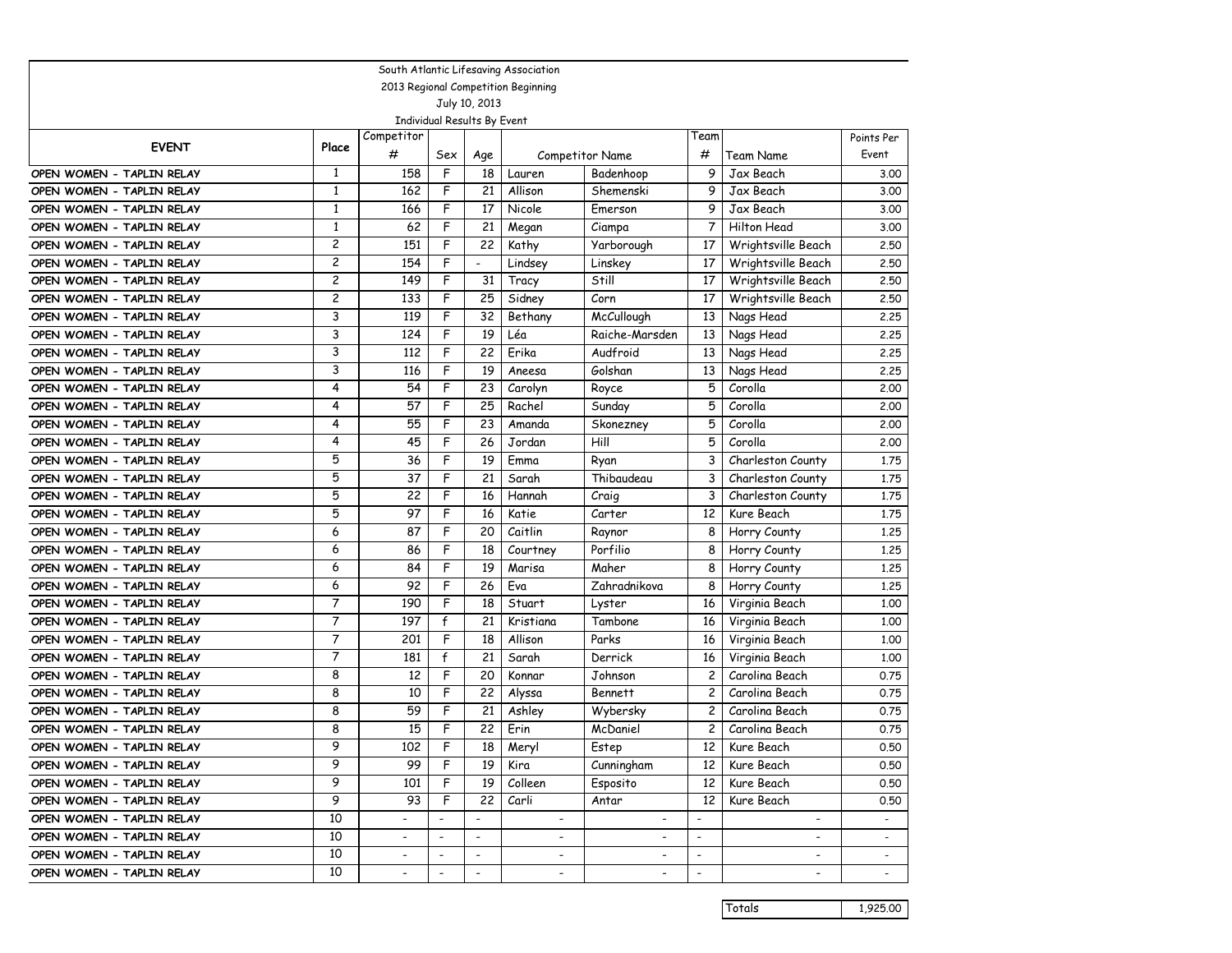South Atlantic Lifesaving Association

2013 Regional Competition Beginning

July 10, 2013

Individual Results By Event

| EVENT | Place | Competitor # | Sex | Age | Competitor Name | | Team # | Team Name | Points Per Event |
|---|---|---|---|---|---|---|---|---|---|
| OPEN WOMEN - TAPLIN RELAY | 1 | 158 | F | 18 | Lauren | Badenhoop | 9 | Jax Beach | 3.00 |
| OPEN WOMEN - TAPLIN RELAY | 1 | 162 | F | 21 | Allison | Shemenski | 9 | Jax Beach | 3.00 |
| OPEN WOMEN - TAPLIN RELAY | 1 | 166 | F | 17 | Nicole | Emerson | 9 | Jax Beach | 3.00 |
| OPEN WOMEN - TAPLIN RELAY | 1 | 62 | F | 21 | Megan | Ciampa | 7 | Hilton Head | 3.00 |
| OPEN WOMEN - TAPLIN RELAY | 2 | 151 | F | 22 | Kathy | Yarborough | 17 | Wrightsville Beach | 2.50 |
| OPEN WOMEN - TAPLIN RELAY | 2 | 154 | F | - | Lindsey | Linskey | 17 | Wrightsville Beach | 2.50 |
| OPEN WOMEN - TAPLIN RELAY | 2 | 149 | F | 31 | Tracy | Still | 17 | Wrightsville Beach | 2.50 |
| OPEN WOMEN - TAPLIN RELAY | 2 | 133 | F | 25 | Sidney | Corn | 17 | Wrightsville Beach | 2.50 |
| OPEN WOMEN - TAPLIN RELAY | 3 | 119 | F | 32 | Bethany | McCullough | 13 | Nags Head | 2.25 |
| OPEN WOMEN - TAPLIN RELAY | 3 | 124 | F | 19 | Léa | Raiche-Marsden | 13 | Nags Head | 2.25 |
| OPEN WOMEN - TAPLIN RELAY | 3 | 112 | F | 22 | Erika | Audfroid | 13 | Nags Head | 2.25 |
| OPEN WOMEN - TAPLIN RELAY | 3 | 116 | F | 19 | Aneesa | Golshan | 13 | Nags Head | 2.25 |
| OPEN WOMEN - TAPLIN RELAY | 4 | 54 | F | 23 | Carolyn | Royce | 5 | Corolla | 2.00 |
| OPEN WOMEN - TAPLIN RELAY | 4 | 57 | F | 25 | Rachel | Sunday | 5 | Corolla | 2.00 |
| OPEN WOMEN - TAPLIN RELAY | 4 | 55 | F | 23 | Amanda | Skonezney | 5 | Corolla | 2.00 |
| OPEN WOMEN - TAPLIN RELAY | 4 | 45 | F | 26 | Jordan | Hill | 5 | Corolla | 2.00 |
| OPEN WOMEN - TAPLIN RELAY | 5 | 36 | F | 19 | Emma | Ryan | 3 | Charleston County | 1.75 |
| OPEN WOMEN - TAPLIN RELAY | 5 | 37 | F | 21 | Sarah | Thibaudeau | 3 | Charleston County | 1.75 |
| OPEN WOMEN - TAPLIN RELAY | 5 | 22 | F | 16 | Hannah | Craig | 3 | Charleston County | 1.75 |
| OPEN WOMEN - TAPLIN RELAY | 5 | 97 | F | 16 | Katie | Carter | 12 | Kure Beach | 1.75 |
| OPEN WOMEN - TAPLIN RELAY | 6 | 87 | F | 20 | Caitlin | Raynor | 8 | Horry County | 1.25 |
| OPEN WOMEN - TAPLIN RELAY | 6 | 86 | F | 18 | Courtney | Porfilio | 8 | Horry County | 1.25 |
| OPEN WOMEN - TAPLIN RELAY | 6 | 84 | F | 19 | Marisa | Maher | 8 | Horry County | 1.25 |
| OPEN WOMEN - TAPLIN RELAY | 6 | 92 | F | 26 | Eva | Zahradnikova | 8 | Horry County | 1.25 |
| OPEN WOMEN - TAPLIN RELAY | 7 | 190 | F | 18 | Stuart | Lyster | 16 | Virginia Beach | 1.00 |
| OPEN WOMEN - TAPLIN RELAY | 7 | 197 | f | 21 | Kristiana | Tambone | 16 | Virginia Beach | 1.00 |
| OPEN WOMEN - TAPLIN RELAY | 7 | 201 | F | 18 | Allison | Parks | 16 | Virginia Beach | 1.00 |
| OPEN WOMEN - TAPLIN RELAY | 7 | 181 | f | 21 | Sarah | Derrick | 16 | Virginia Beach | 1.00 |
| OPEN WOMEN - TAPLIN RELAY | 8 | 12 | F | 20 | Konnar | Johnson | 2 | Carolina Beach | 0.75 |
| OPEN WOMEN - TAPLIN RELAY | 8 | 10 | F | 22 | Alyssa | Bennett | 2 | Carolina Beach | 0.75 |
| OPEN WOMEN - TAPLIN RELAY | 8 | 59 | F | 21 | Ashley | Wybersky | 2 | Carolina Beach | 0.75 |
| OPEN WOMEN - TAPLIN RELAY | 8 | 15 | F | 22 | Erin | McDaniel | 2 | Carolina Beach | 0.75 |
| OPEN WOMEN - TAPLIN RELAY | 9 | 102 | F | 18 | Meryl | Estep | 12 | Kure Beach | 0.50 |
| OPEN WOMEN - TAPLIN RELAY | 9 | 99 | F | 19 | Kira | Cunningham | 12 | Kure Beach | 0.50 |
| OPEN WOMEN - TAPLIN RELAY | 9 | 101 | F | 19 | Colleen | Esposito | 12 | Kure Beach | 0.50 |
| OPEN WOMEN - TAPLIN RELAY | 9 | 93 | F | 22 | Carli | Antar | 12 | Kure Beach | 0.50 |
| OPEN WOMEN - TAPLIN RELAY | 10 | - | - | - | - | - | - | - | - |
| OPEN WOMEN - TAPLIN RELAY | 10 | - | - | - | - | - | - | - | - |
| OPEN WOMEN - TAPLIN RELAY | 10 | - | - | - | - | - | - | - | - |
| OPEN WOMEN - TAPLIN RELAY | 10 | - | - | - | - | - | - | - | - |

| | |
|---|---|
| Totals | 1,925.00 |